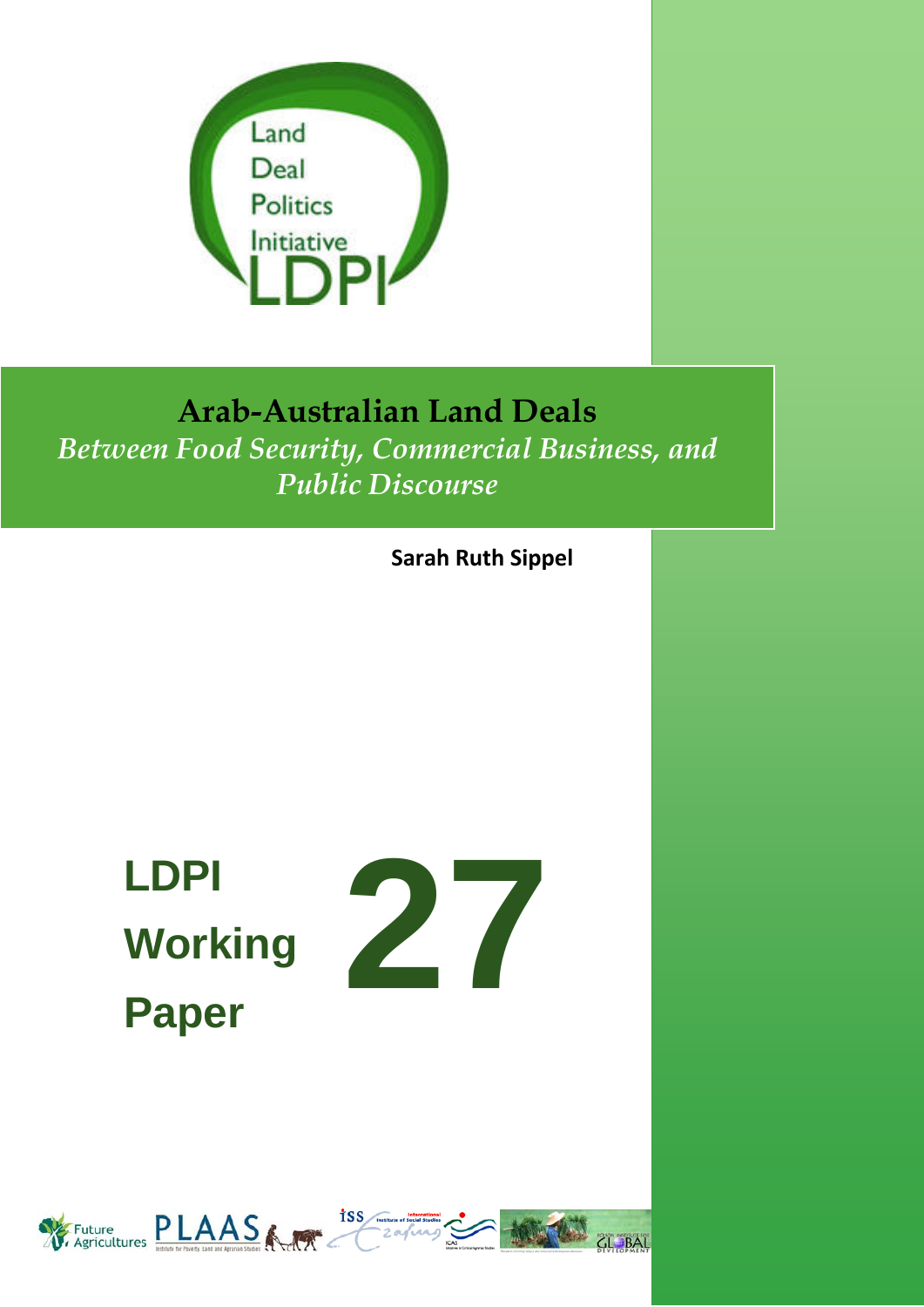Land Deal Politics Initiative LDPI

# Arab-Australian Land Deals

## *Between Food Security, Commercial Business, and Public Discourse*

**Sarah Ruth Sippel**

**LDPI Working Paper 27**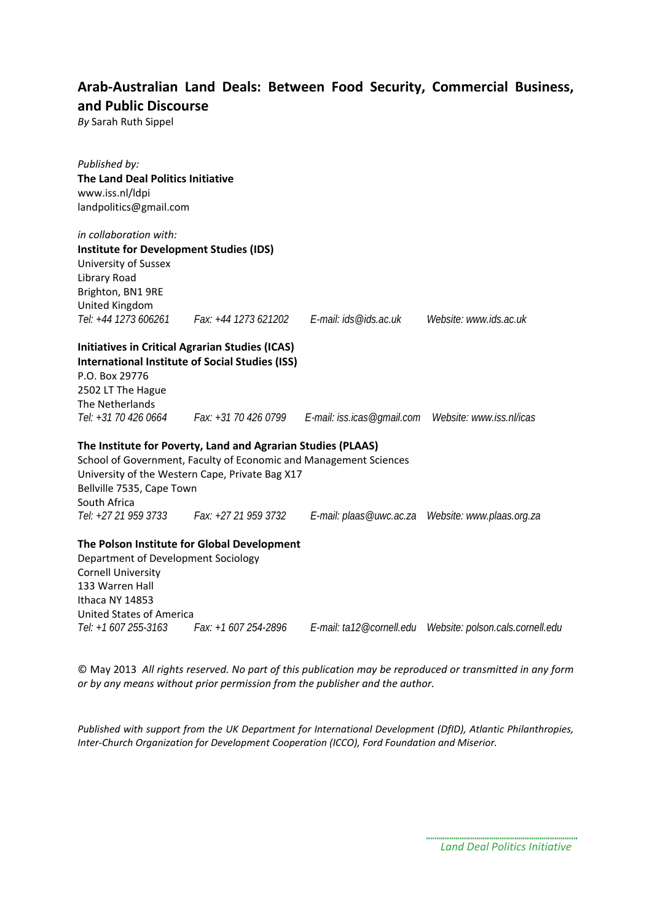# Arab-Australian Land Deals: Between Food Security, Commercial Business, and Public Discourse

*By* Sarah Ruth Sippel

*Published by:*
**The Land Deal Politics Initiative**
www.iss.nl/ldpi
landpolitics@gmail.com

*in collaboration with:*
**Institute for Development Studies (IDS)**
University of Sussex
Library Road
Brighton, BN1 9RE
United Kingdom
*Tel: +44 1273 606261 Fax: +44 1273 621202 E-mail: ids@ids.ac.uk Website: www.ids.ac.uk*

**Initiatives in Critical Agrarian Studies (ICAS)**
**International Institute of Social Studies (ISS)**
P.O. Box 29776
2502 LT The Hague
The Netherlands
*Tel: +31 70 426 0664 Fax: +31 70 426 0799 E-mail: iss.icas@gmail.com Website: www.iss.nl/icas*

**The Institute for Poverty, Land and Agrarian Studies (PLAAS)**
School of Government, Faculty of Economic and Management Sciences
University of the Western Cape, Private Bag X17
Bellville 7535, Cape Town
South Africa
*Tel: +27 21 959 3733 Fax: +27 21 959 3732 E-mail: plaas@uwc.ac.za Website: www.plaas.org.za*

**The Polson Institute for Global Development**
Department of Development Sociology
Cornell University
133 Warren Hall
Ithaca NY 14853
United States of America
*Tel: +1 607 255-3163 Fax: +1 607 254-2896 E-mail: ta12@cornell.edu Website: polson.cals.cornell.edu*

© May 2013 *All rights reserved. No part of this publication may be reproduced or transmitted in any form or by any means without prior permission from the publisher and the author.*

*Published with support from the UK Department for International Development (DfID), Atlantic Philanthropies, Inter-Church Organization for Development Cooperation (ICCO), Ford Foundation and Miserior.*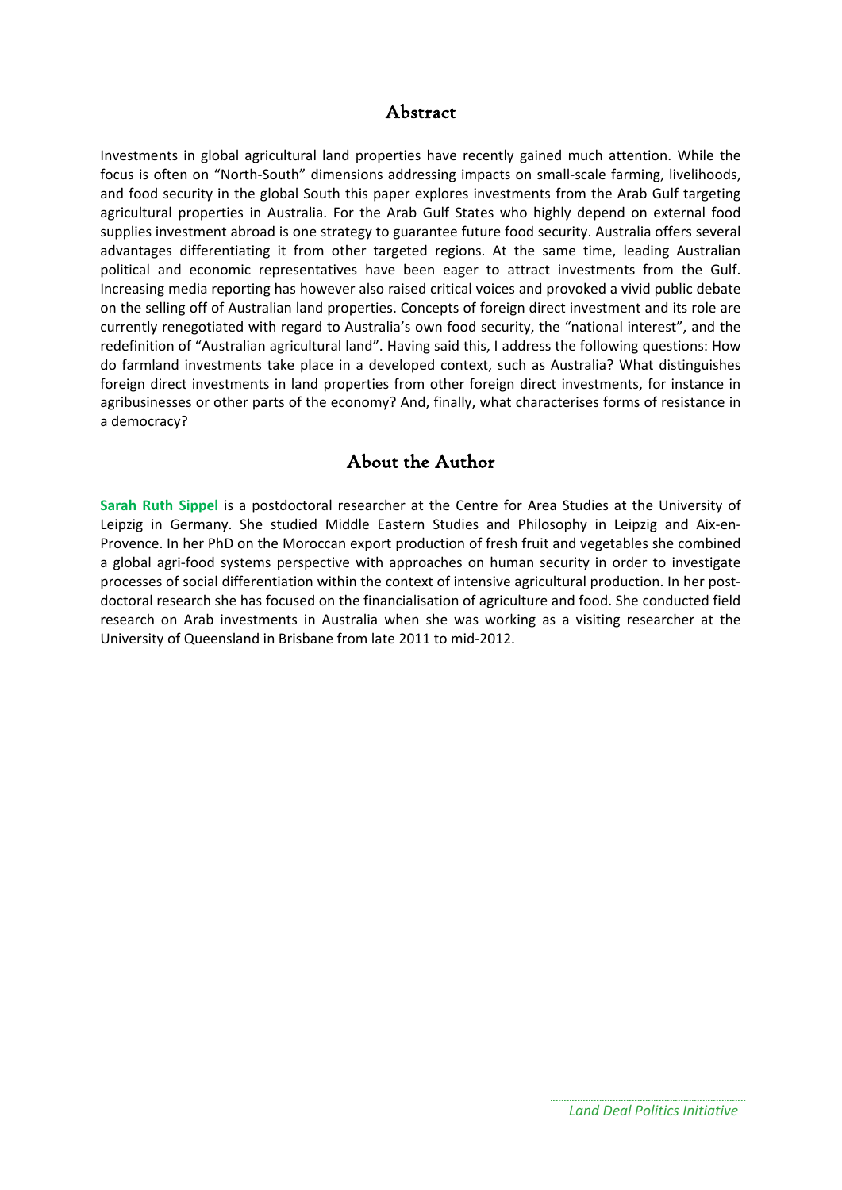## Abstract

Investments in global agricultural land properties have recently gained much attention. While the focus is often on "North-South" dimensions addressing impacts on small-scale farming, livelihoods, and food security in the global South this paper explores investments from the Arab Gulf targeting agricultural properties in Australia. For the Arab Gulf States who highly depend on external food supplies investment abroad is one strategy to guarantee future food security. Australia offers several advantages differentiating it from other targeted regions. At the same time, leading Australian political and economic representatives have been eager to attract investments from the Gulf. Increasing media reporting has however also raised critical voices and provoked a vivid public debate on the selling off of Australian land properties. Concepts of foreign direct investment and its role are currently renegotiated with regard to Australia's own food security, the "national interest", and the redefinition of "Australian agricultural land". Having said this, I address the following questions: How do farmland investments take place in a developed context, such as Australia? What distinguishes foreign direct investments in land properties from other foreign direct investments, for instance in agribusinesses or other parts of the economy? And, finally, what characterises forms of resistance in a democracy?

## About the Author

**Sarah Ruth Sippel** is a postdoctoral researcher at the Centre for Area Studies at the University of Leipzig in Germany. She studied Middle Eastern Studies and Philosophy in Leipzig and Aix-en-Provence. In her PhD on the Moroccan export production of fresh fruit and vegetables she combined a global agri-food systems perspective with approaches on human security in order to investigate processes of social differentiation within the context of intensive agricultural production. In her post-doctoral research she has focused on the financialisation of agriculture and food. She conducted field research on Arab investments in Australia when she was working as a visiting researcher at the University of Queensland in Brisbane from late 2011 to mid-2012.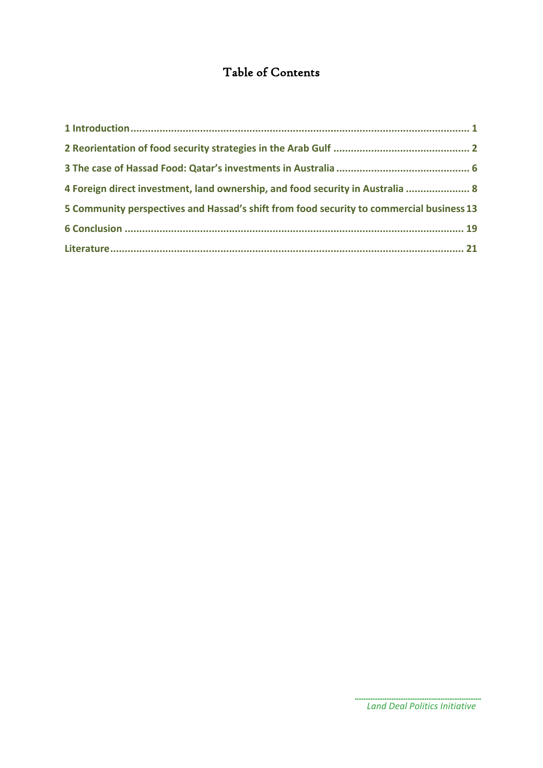# Table of Contents

1 Introduction .......... 1

2 Reorientation of food security strategies in the Arab Gulf .......... 2

3 The case of Hassad Food: Qatar's investments in Australia .......... 6

4 Foreign direct investment, land ownership, and food security in Australia .......... 8

5 Community perspectives and Hassad's shift from food security to commercial business 13

6 Conclusion .......... 19

Literature .......... 21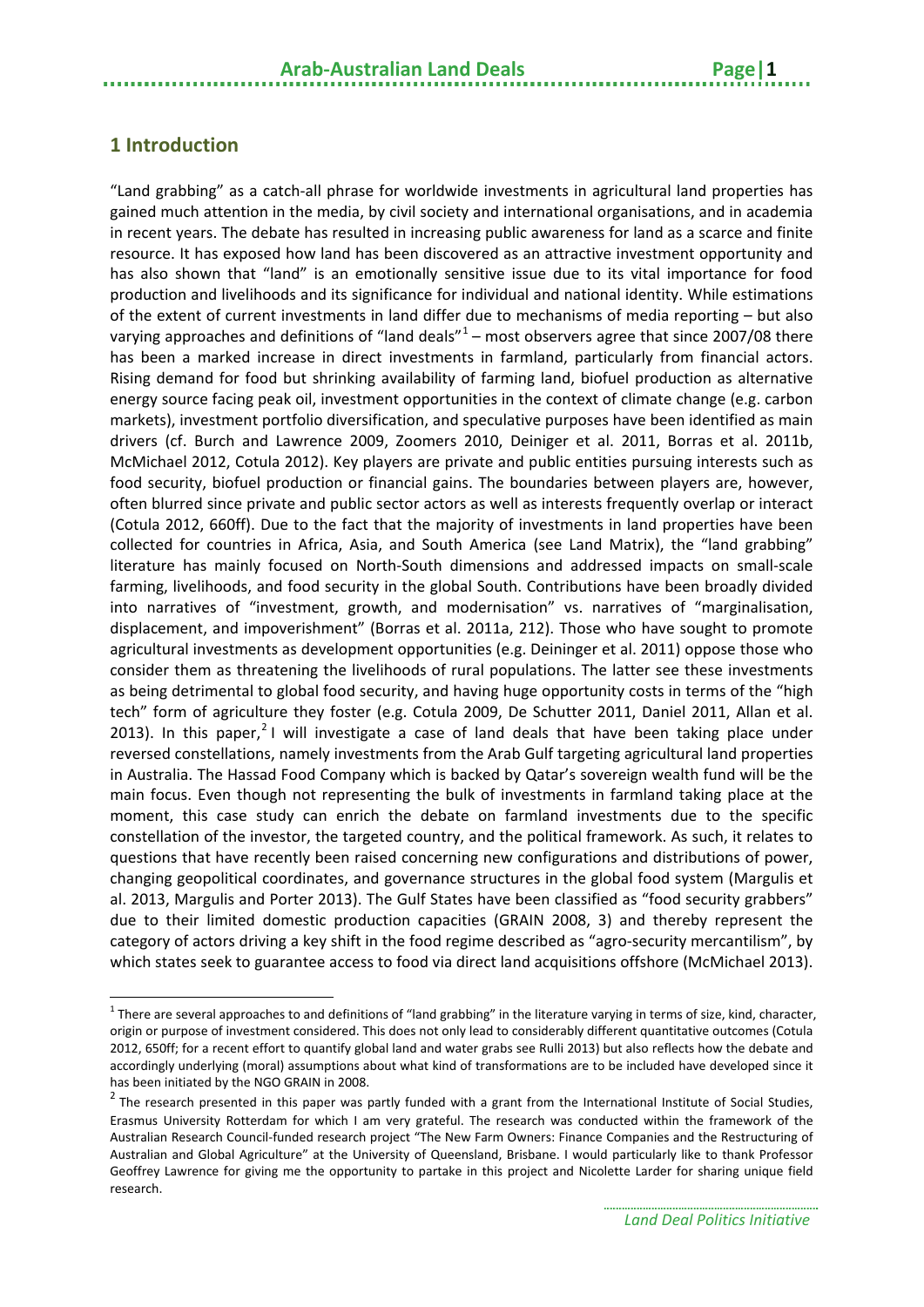## 1 Introduction

"Land grabbing" as a catch-all phrase for worldwide investments in agricultural land properties has gained much attention in the media, by civil society and international organisations, and in academia in recent years. The debate has resulted in increasing public awareness for land as a scarce and finite resource. It has exposed how land has been discovered as an attractive investment opportunity and has also shown that "land" is an emotionally sensitive issue due to its vital importance for food production and livelihoods and its significance for individual and national identity. While estimations of the extent of current investments in land differ due to mechanisms of media reporting – but also varying approaches and definitions of "land deals"[1] – most observers agree that since 2007/08 there has been a marked increase in direct investments in farmland, particularly from financial actors. Rising demand for food but shrinking availability of farming land, biofuel production as alternative energy source facing peak oil, investment opportunities in the context of climate change (e.g. carbon markets), investment portfolio diversification, and speculative purposes have been identified as main drivers (cf. Burch and Lawrence 2009, Zoomers 2010, Deiniger et al. 2011, Borras et al. 2011b, McMichael 2012, Cotula 2012). Key players are private and public entities pursuing interests such as food security, biofuel production or financial gains. The boundaries between players are, however, often blurred since private and public sector actors as well as interests frequently overlap or interact (Cotula 2012, 660ff). Due to the fact that the majority of investments in land properties have been collected for countries in Africa, Asia, and South America (see Land Matrix), the "land grabbing" literature has mainly focused on North-South dimensions and addressed impacts on small-scale farming, livelihoods, and food security in the global South. Contributions have been broadly divided into narratives of "investment, growth, and modernisation" vs. narratives of "marginalisation, displacement, and impoverishment" (Borras et al. 2011a, 212). Those who have sought to promote agricultural investments as development opportunities (e.g. Deininger et al. 2011) oppose those who consider them as threatening the livelihoods of rural populations. The latter see these investments as being detrimental to global food security, and having huge opportunity costs in terms of the "high tech" form of agriculture they foster (e.g. Cotula 2009, De Schutter 2011, Daniel 2011, Allan et al. 2013). In this paper,[2] I will investigate a case of land deals that have been taking place under reversed constellations, namely investments from the Arab Gulf targeting agricultural land properties in Australia. The Hassad Food Company which is backed by Qatar's sovereign wealth fund will be the main focus. Even though not representing the bulk of investments in farmland taking place at the moment, this case study can enrich the debate on farmland investments due to the specific constellation of the investor, the targeted country, and the political framework. As such, it relates to questions that have recently been raised concerning new configurations and distributions of power, changing geopolitical coordinates, and governance structures in the global food system (Margulis et al. 2013, Margulis and Porter 2013). The Gulf States have been classified as "food security grabbers" due to their limited domestic production capacities (GRAIN 2008, 3) and thereby represent the category of actors driving a key shift in the food regime described as "agro-security mercantilism", by which states seek to guarantee access to food via direct land acquisitions offshore (McMichael 2013).

[1] There are several approaches to and definitions of "land grabbing" in the literature varying in terms of size, kind, character, origin or purpose of investment considered. This does not only lead to considerably different quantitative outcomes (Cotula 2012, 650ff; for a recent effort to quantify global land and water grabs see Rulli 2013) but also reflects how the debate and accordingly underlying (moral) assumptions about what kind of transformations are to be included have developed since it has been initiated by the NGO GRAIN in 2008.

[2] The research presented in this paper was partly funded with a grant from the International Institute of Social Studies, Erasmus University Rotterdam for which I am very grateful. The research was conducted within the framework of the Australian Research Council-funded research project "The New Farm Owners: Finance Companies and the Restructuring of Australian and Global Agriculture" at the University of Queensland, Brisbane. I would particularly like to thank Professor Geoffrey Lawrence for giving me the opportunity to partake in this project and Nicolette Larder for sharing unique field research.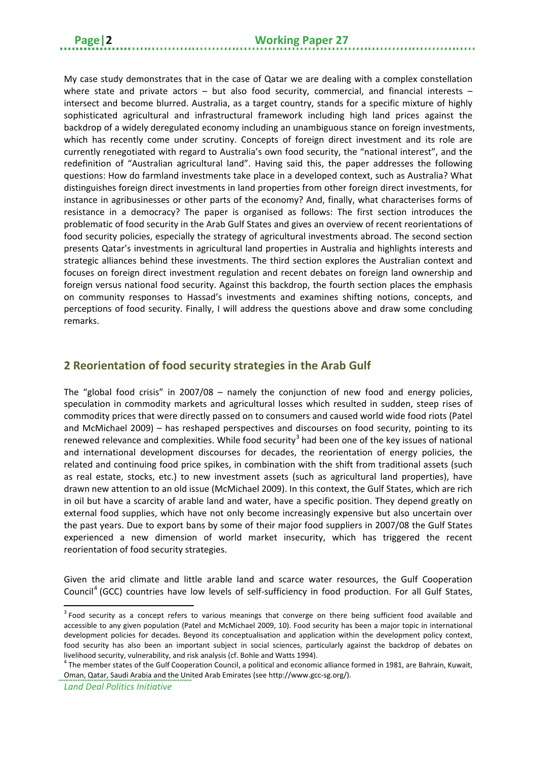My case study demonstrates that in the case of Qatar we are dealing with a complex constellation where state and private actors – but also food security, commercial, and financial interests – intersect and become blurred. Australia, as a target country, stands for a specific mixture of highly sophisticated agricultural and infrastructural framework including high land prices against the backdrop of a widely deregulated economy including an unambiguous stance on foreign investments, which has recently come under scrutiny. Concepts of foreign direct investment and its role are currently renegotiated with regard to Australia's own food security, the "national interest", and the redefinition of "Australian agricultural land". Having said this, the paper addresses the following questions: How do farmland investments take place in a developed context, such as Australia? What distinguishes foreign direct investments in land properties from other foreign direct investments, for instance in agribusinesses or other parts of the economy? And, finally, what characterises forms of resistance in a democracy? The paper is organised as follows: The first section introduces the problematic of food security in the Arab Gulf States and gives an overview of recent reorientations of food security policies, especially the strategy of agricultural investments abroad. The second section presents Qatar's investments in agricultural land properties in Australia and highlights interests and strategic alliances behind these investments. The third section explores the Australian context and focuses on foreign direct investment regulation and recent debates on foreign land ownership and foreign versus national food security. Against this backdrop, the fourth section places the emphasis on community responses to Hassad's investments and examines shifting notions, concepts, and perceptions of food security. Finally, I will address the questions above and draw some concluding remarks.

## 2 Reorientation of food security strategies in the Arab Gulf

The "global food crisis" in 2007/08 – namely the conjunction of new food and energy policies, speculation in commodity markets and agricultural losses which resulted in sudden, steep rises of commodity prices that were directly passed on to consumers and caused world wide food riots (Patel and McMichael 2009) – has reshaped perspectives and discourses on food security, pointing to its renewed relevance and complexities. While food security[3] had been one of the key issues of national and international development discourses for decades, the reorientation of energy policies, the related and continuing food price spikes, in combination with the shift from traditional assets (such as real estate, stocks, etc.) to new investment assets (such as agricultural land properties), have drawn new attention to an old issue (McMichael 2009). In this context, the Gulf States, which are rich in oil but have a scarcity of arable land and water, have a specific position. They depend greatly on external food supplies, which have not only become increasingly expensive but also uncertain over the past years. Due to export bans by some of their major food suppliers in 2007/08 the Gulf States experienced a new dimension of world market insecurity, which has triggered the recent reorientation of food security strategies.

Given the arid climate and little arable land and scarce water resources, the Gulf Cooperation Council[4] (GCC) countries have low levels of self-sufficiency in food production. For all Gulf States,

[3] Food security as a concept refers to various meanings that converge on there being sufficient food available and accessible to any given population (Patel and McMichael 2009, 10). Food security has been a major topic in international development policies for decades. Beyond its conceptualisation and application within the development policy context, food security has also been an important subject in social sciences, particularly against the backdrop of debates on livelihood security, vulnerability, and risk analysis (cf. Bohle and Watts 1994).

[4] The member states of the Gulf Cooperation Council, a political and economic alliance formed in 1981, are Bahrain, Kuwait, Oman, Qatar, Saudi Arabia and the United Arab Emirates (see http://www.gcc-sg.org/).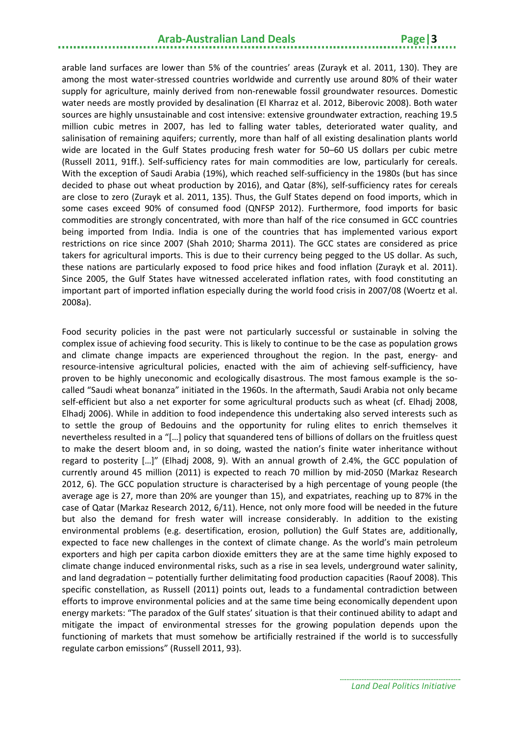arable land surfaces are lower than 5% of the countries' areas (Zurayk et al. 2011, 130). They are among the most water-stressed countries worldwide and currently use around 80% of their water supply for agriculture, mainly derived from non-renewable fossil groundwater resources. Domestic water needs are mostly provided by desalination (El Kharraz et al. 2012, Biberovic 2008). Both water sources are highly unsustainable and cost intensive: extensive groundwater extraction, reaching 19.5 million cubic metres in 2007, has led to falling water tables, deteriorated water quality, and salinisation of remaining aquifers; currently, more than half of all existing desalination plants world wide are located in the Gulf States producing fresh water for 50–60 US dollars per cubic metre (Russell 2011, 91ff.). Self-sufficiency rates for main commodities are low, particularly for cereals. With the exception of Saudi Arabia (19%), which reached self-sufficiency in the 1980s (but has since decided to phase out wheat production by 2016), and Qatar (8%), self-sufficiency rates for cereals are close to zero (Zurayk et al. 2011, 135). Thus, the Gulf States depend on food imports, which in some cases exceed 90% of consumed food (QNFSP 2012). Furthermore, food imports for basic commodities are strongly concentrated, with more than half of the rice consumed in GCC countries being imported from India. India is one of the countries that has implemented various export restrictions on rice since 2007 (Shah 2010; Sharma 2011). The GCC states are considered as price takers for agricultural imports. This is due to their currency being pegged to the US dollar. As such, these nations are particularly exposed to food price hikes and food inflation (Zurayk et al. 2011). Since 2005, the Gulf States have witnessed accelerated inflation rates, with food constituting an important part of imported inflation especially during the world food crisis in 2007/08 (Woertz et al. 2008a).

Food security policies in the past were not particularly successful or sustainable in solving the complex issue of achieving food security. This is likely to continue to be the case as population grows and climate change impacts are experienced throughout the region. In the past, energy- and resource-intensive agricultural policies, enacted with the aim of achieving self-sufficiency, have proven to be highly uneconomic and ecologically disastrous. The most famous example is the so-called "Saudi wheat bonanza" initiated in the 1960s. In the aftermath, Saudi Arabia not only became self-efficient but also a net exporter for some agricultural products such as wheat (cf. Elhadj 2008, Elhadj 2006). While in addition to food independence this undertaking also served interests such as to settle the group of Bedouins and the opportunity for ruling elites to enrich themselves it nevertheless resulted in a "[…] policy that squandered tens of billions of dollars on the fruitless quest to make the desert bloom and, in so doing, wasted the nation's finite water inheritance without regard to posterity […]" (Elhadj 2008, 9). With an annual growth of 2.4%, the GCC population of currently around 45 million (2011) is expected to reach 70 million by mid-2050 (Markaz Research 2012, 6). The GCC population structure is characterised by a high percentage of young people (the average age is 27, more than 20% are younger than 15), and expatriates, reaching up to 87% in the case of Qatar (Markaz Research 2012, 6/11). Hence, not only more food will be needed in the future but also the demand for fresh water will increase considerably. In addition to the existing environmental problems (e.g. desertification, erosion, pollution) the Gulf States are, additionally, expected to face new challenges in the context of climate change. As the world's main petroleum exporters and high per capita carbon dioxide emitters they are at the same time highly exposed to climate change induced environmental risks, such as a rise in sea levels, underground water salinity, and land degradation – potentially further delimitating food production capacities (Raouf 2008). This specific constellation, as Russell (2011) points out, leads to a fundamental contradiction between efforts to improve environmental policies and at the same time being economically dependent upon energy markets: "The paradox of the Gulf states' situation is that their continued ability to adapt and mitigate the impact of environmental stresses for the growing population depends upon the functioning of markets that must somehow be artificially restrained if the world is to successfully regulate carbon emissions" (Russell 2011, 93).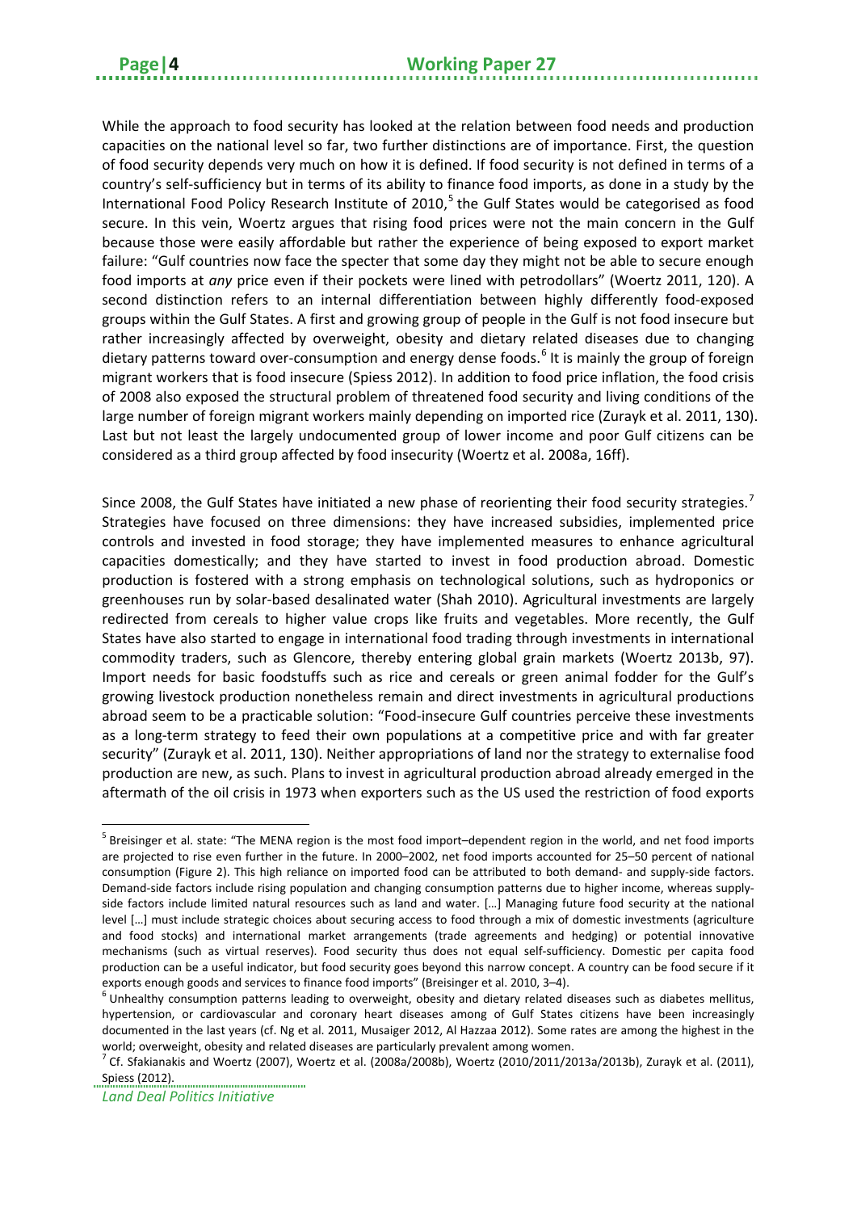While the approach to food security has looked at the relation between food needs and production capacities on the national level so far, two further distinctions are of importance. First, the question of food security depends very much on how it is defined. If food security is not defined in terms of a country's self-sufficiency but in terms of its ability to finance food imports, as done in a study by the International Food Policy Research Institute of 2010,[5] the Gulf States would be categorised as food secure. In this vein, Woertz argues that rising food prices were not the main concern in the Gulf because those were easily affordable but rather the experience of being exposed to export market failure: "Gulf countries now face the specter that some day they might not be able to secure enough food imports at *any* price even if their pockets were lined with petrodollars" (Woertz 2011, 120). A second distinction refers to an internal differentiation between highly differently food-exposed groups within the Gulf States. A first and growing group of people in the Gulf is not food insecure but rather increasingly affected by overweight, obesity and dietary related diseases due to changing dietary patterns toward over-consumption and energy dense foods.[6] It is mainly the group of foreign migrant workers that is food insecure (Spiess 2012). In addition to food price inflation, the food crisis of 2008 also exposed the structural problem of threatened food security and living conditions of the large number of foreign migrant workers mainly depending on imported rice (Zurayk et al. 2011, 130). Last but not least the largely undocumented group of lower income and poor Gulf citizens can be considered as a third group affected by food insecurity (Woertz et al. 2008a, 16ff).

Since 2008, the Gulf States have initiated a new phase of reorienting their food security strategies.[7] Strategies have focused on three dimensions: they have increased subsidies, implemented price controls and invested in food storage; they have implemented measures to enhance agricultural capacities domestically; and they have started to invest in food production abroad. Domestic production is fostered with a strong emphasis on technological solutions, such as hydroponics or greenhouses run by solar-based desalinated water (Shah 2010). Agricultural investments are largely redirected from cereals to higher value crops like fruits and vegetables. More recently, the Gulf States have also started to engage in international food trading through investments in international commodity traders, such as Glencore, thereby entering global grain markets (Woertz 2013b, 97). Import needs for basic foodstuffs such as rice and cereals or green animal fodder for the Gulf's growing livestock production nonetheless remain and direct investments in agricultural productions abroad seem to be a practicable solution: "Food-insecure Gulf countries perceive these investments as a long-term strategy to feed their own populations at a competitive price and with far greater security" (Zurayk et al. 2011, 130). Neither appropriations of land nor the strategy to externalise food production are new, as such. Plans to invest in agricultural production abroad already emerged in the aftermath of the oil crisis in 1973 when exporters such as the US used the restriction of food exports

---

[5] Breisinger et al. state: "The MENA region is the most food import–dependent region in the world, and net food imports are projected to rise even further in the future. In 2000–2002, net food imports accounted for 25–50 percent of national consumption (Figure 2). This high reliance on imported food can be attributed to both demand- and supply-side factors. Demand-side factors include rising population and changing consumption patterns due to higher income, whereas supply-side factors include limited natural resources such as land and water. […] Managing future food security at the national level […] must include strategic choices about securing access to food through a mix of domestic investments (agriculture and food stocks) and international market arrangements (trade agreements and hedging) or potential innovative mechanisms (such as virtual reserves). Food security thus does not equal self-sufficiency. Domestic per capita food production can be a useful indicator, but food security goes beyond this narrow concept. A country can be food secure if it exports enough goods and services to finance food imports" (Breisinger et al. 2010, 3–4).

[6] Unhealthy consumption patterns leading to overweight, obesity and dietary related diseases such as diabetes mellitus, hypertension, or cardiovascular and coronary heart diseases among of Gulf States citizens have been increasingly documented in the last years (cf. Ng et al. 2011, Musaiger 2012, Al Hazzaa 2012). Some rates are among the highest in the world; overweight, obesity and related diseases are particularly prevalent among women.

[7] Cf. Sfakianakis and Woertz (2007), Woertz et al. (2008a/2008b), Woertz (2010/2011/2013a/2013b), Zurayk et al. (2011), Spiess (2012).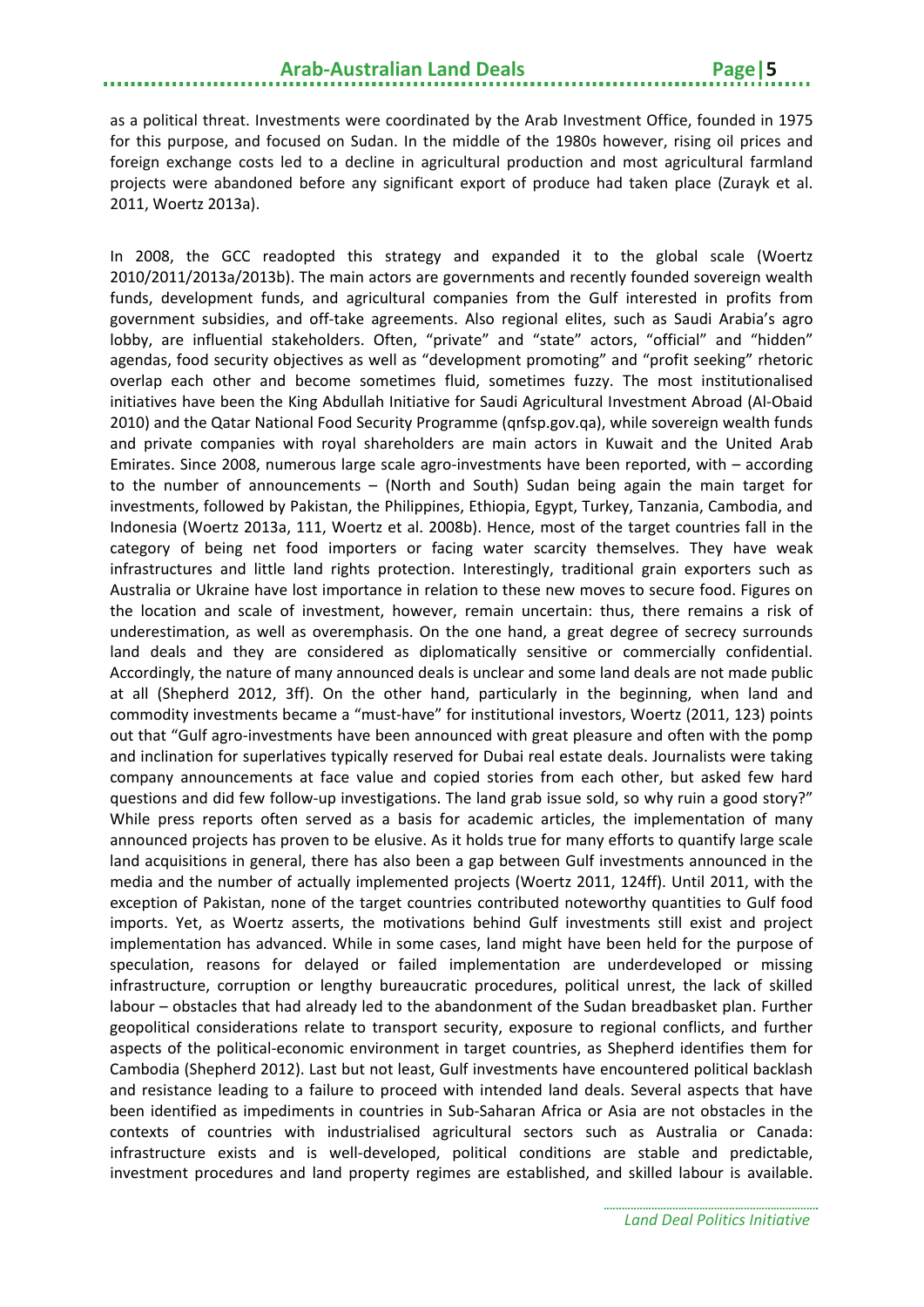as a political threat. Investments were coordinated by the Arab Investment Office, founded in 1975 for this purpose, and focused on Sudan. In the middle of the 1980s however, rising oil prices and foreign exchange costs led to a decline in agricultural production and most agricultural farmland projects were abandoned before any significant export of produce had taken place (Zurayk et al. 2011, Woertz 2013a).

In 2008, the GCC readopted this strategy and expanded it to the global scale (Woertz 2010/2011/2013a/2013b). The main actors are governments and recently founded sovereign wealth funds, development funds, and agricultural companies from the Gulf interested in profits from government subsidies, and off-take agreements. Also regional elites, such as Saudi Arabia's agro lobby, are influential stakeholders. Often, "private" and "state" actors, "official" and "hidden" agendas, food security objectives as well as "development promoting" and "profit seeking" rhetoric overlap each other and become sometimes fluid, sometimes fuzzy. The most institutionalised initiatives have been the King Abdullah Initiative for Saudi Agricultural Investment Abroad (Al-Obaid 2010) and the Qatar National Food Security Programme (qnfsp.gov.qa), while sovereign wealth funds and private companies with royal shareholders are main actors in Kuwait and the United Arab Emirates. Since 2008, numerous large scale agro-investments have been reported, with – according to the number of announcements – (North and South) Sudan being again the main target for investments, followed by Pakistan, the Philippines, Ethiopia, Egypt, Turkey, Tanzania, Cambodia, and Indonesia (Woertz 2013a, 111, Woertz et al. 2008b). Hence, most of the target countries fall in the category of being net food importers or facing water scarcity themselves. They have weak infrastructures and little land rights protection. Interestingly, traditional grain exporters such as Australia or Ukraine have lost importance in relation to these new moves to secure food. Figures on the location and scale of investment, however, remain uncertain: thus, there remains a risk of underestimation, as well as overemphasis. On the one hand, a great degree of secrecy surrounds land deals and they are considered as diplomatically sensitive or commercially confidential. Accordingly, the nature of many announced deals is unclear and some land deals are not made public at all (Shepherd 2012, 3ff). On the other hand, particularly in the beginning, when land and commodity investments became a "must-have" for institutional investors, Woertz (2011, 123) points out that "Gulf agro-investments have been announced with great pleasure and often with the pomp and inclination for superlatives typically reserved for Dubai real estate deals. Journalists were taking company announcements at face value and copied stories from each other, but asked few hard questions and did few follow-up investigations. The land grab issue sold, so why ruin a good story?" While press reports often served as a basis for academic articles, the implementation of many announced projects has proven to be elusive. As it holds true for many efforts to quantify large scale land acquisitions in general, there has also been a gap between Gulf investments announced in the media and the number of actually implemented projects (Woertz 2011, 124ff). Until 2011, with the exception of Pakistan, none of the target countries contributed noteworthy quantities to Gulf food imports. Yet, as Woertz asserts, the motivations behind Gulf investments still exist and project implementation has advanced. While in some cases, land might have been held for the purpose of speculation, reasons for delayed or failed implementation are underdeveloped or missing infrastructure, corruption or lengthy bureaucratic procedures, political unrest, the lack of skilled labour – obstacles that had already led to the abandonment of the Sudan breadbasket plan. Further geopolitical considerations relate to transport security, exposure to regional conflicts, and further aspects of the political-economic environment in target countries, as Shepherd identifies them for Cambodia (Shepherd 2012). Last but not least, Gulf investments have encountered political backlash and resistance leading to a failure to proceed with intended land deals. Several aspects that have been identified as impediments in countries in Sub-Saharan Africa or Asia are not obstacles in the contexts of countries with industrialised agricultural sectors such as Australia or Canada: infrastructure exists and is well-developed, political conditions are stable and predictable, investment procedures and land property regimes are established, and skilled labour is available.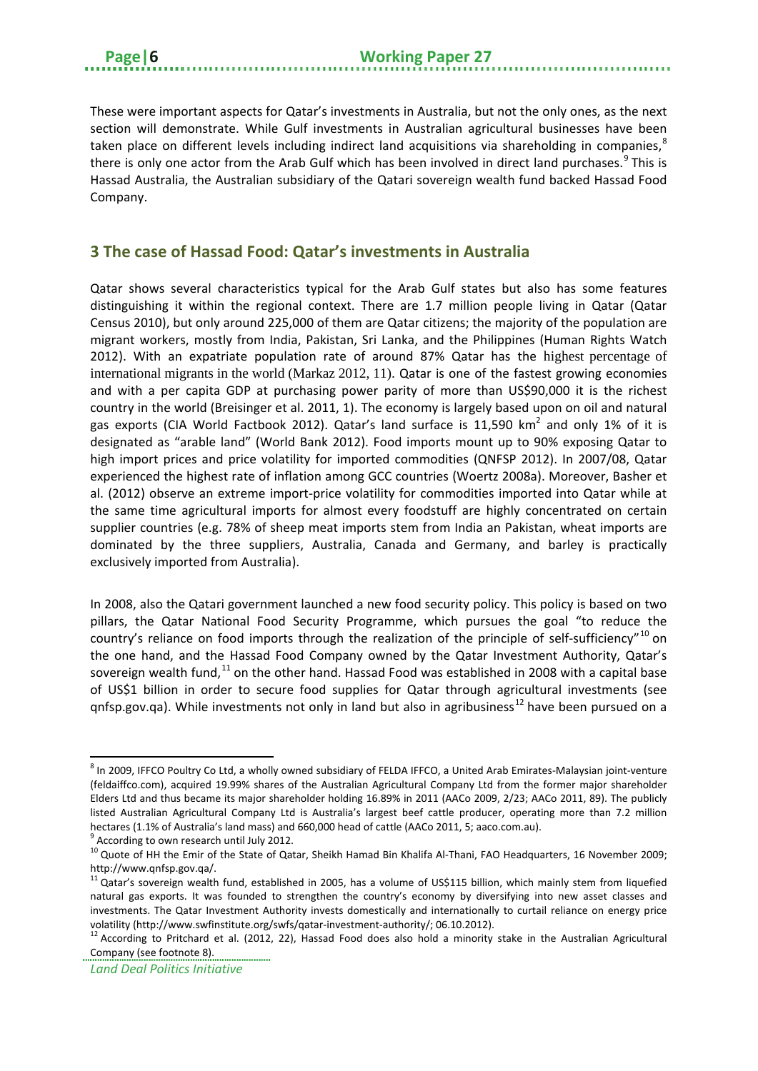These were important aspects for Qatar's investments in Australia, but not the only ones, as the next section will demonstrate. While Gulf investments in Australian agricultural businesses have been taken place on different levels including indirect land acquisitions via shareholding in companies,[8] there is only one actor from the Arab Gulf which has been involved in direct land purchases.[9] This is Hassad Australia, the Australian subsidiary of the Qatari sovereign wealth fund backed Hassad Food Company.

## 3 The case of Hassad Food: Qatar's investments in Australia

Qatar shows several characteristics typical for the Arab Gulf states but also has some features distinguishing it within the regional context. There are 1.7 million people living in Qatar (Qatar Census 2010), but only around 225,000 of them are Qatar citizens; the majority of the population are migrant workers, mostly from India, Pakistan, Sri Lanka, and the Philippines (Human Rights Watch 2012). With an expatriate population rate of around 87% Qatar has the highest percentage of international migrants in the world (Markaz 2012, 11). Qatar is one of the fastest growing economies and with a per capita GDP at purchasing power parity of more than US$90,000 it is the richest country in the world (Breisinger et al. 2011, 1). The economy is largely based upon on oil and natural gas exports (CIA World Factbook 2012). Qatar's land surface is 11,590 km$^2$ and only 1% of it is designated as "arable land" (World Bank 2012). Food imports mount up to 90% exposing Qatar to high import prices and price volatility for imported commodities (QNFSP 2012). In 2007/08, Qatar experienced the highest rate of inflation among GCC countries (Woertz 2008a). Moreover, Basher et al. (2012) observe an extreme import-price volatility for commodities imported into Qatar while at the same time agricultural imports for almost every foodstuff are highly concentrated on certain supplier countries (e.g. 78% of sheep meat imports stem from India an Pakistan, wheat imports are dominated by the three suppliers, Australia, Canada and Germany, and barley is practically exclusively imported from Australia).

In 2008, also the Qatari government launched a new food security policy. This policy is based on two pillars, the Qatar National Food Security Programme, which pursues the goal "to reduce the country's reliance on food imports through the realization of the principle of self-sufficiency"[10] on the one hand, and the Hassad Food Company owned by the Qatar Investment Authority, Qatar's sovereign wealth fund,[11] on the other hand. Hassad Food was established in 2008 with a capital base of US$1 billion in order to secure food supplies for Qatar through agricultural investments (see qnfsp.gov.qa). While investments not only in land but also in agribusiness[12] have been pursued on a

---

[8] In 2009, IFFCO Poultry Co Ltd, a wholly owned subsidiary of FELDA IFFCO, a United Arab Emirates-Malaysian joint-venture (feldaiffco.com), acquired 19.99% shares of the Australian Agricultural Company Ltd from the former major shareholder Elders Ltd and thus became its major shareholder holding 16.89% in 2011 (AACo 2009, 2/23; AACo 2011, 89). The publicly listed Australian Agricultural Company Ltd is Australia's largest beef cattle producer, operating more than 7.2 million hectares (1.1% of Australia's land mass) and 660,000 head of cattle (AACo 2011, 5; aaco.com.au).

[9] According to own research until July 2012.

[10] Quote of HH the Emir of the State of Qatar, Sheikh Hamad Bin Khalifa Al-Thani, FAO Headquarters, 16 November 2009; http://www.qnfsp.gov.qa/.

[11] Qatar's sovereign wealth fund, established in 2005, has a volume of US$115 billion, which mainly stem from liquefied natural gas exports. It was founded to strengthen the country's economy by diversifying into new asset classes and investments. The Qatar Investment Authority invests domestically and internationally to curtail reliance on energy price volatility (http://www.swfinstitute.org/swfs/qatar-investment-authority/; 06.10.2012).

[12] According to Pritchard et al. (2012, 22), Hassad Food does also hold a minority stake in the Australian Agricultural Company (see footnote 8).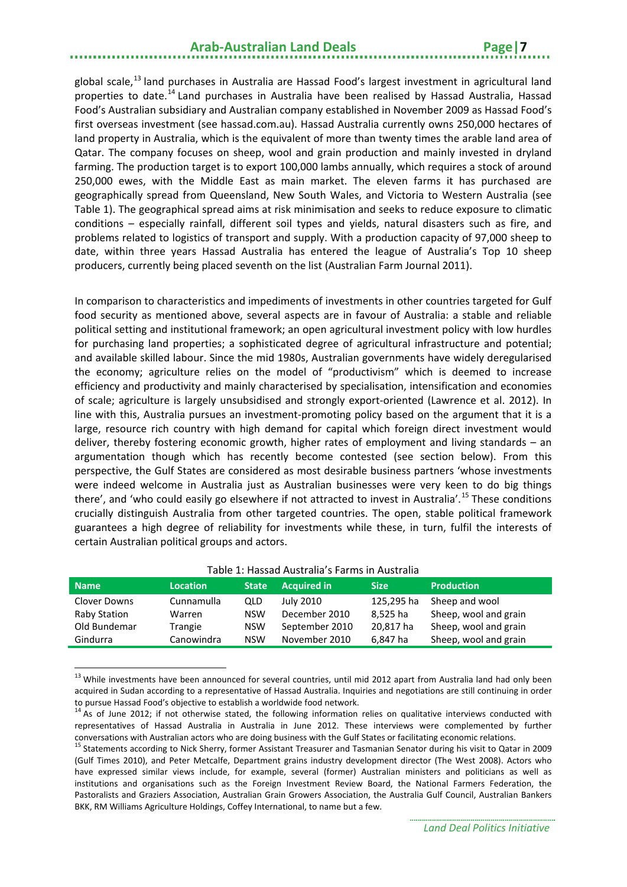global scale,[13] land purchases in Australia are Hassad Food's largest investment in agricultural land properties to date.[14] Land purchases in Australia have been realised by Hassad Australia, Hassad Food's Australian subsidiary and Australian company established in November 2009 as Hassad Food's first overseas investment (see hassad.com.au). Hassad Australia currently owns 250,000 hectares of land property in Australia, which is the equivalent of more than twenty times the arable land area of Qatar. The company focuses on sheep, wool and grain production and mainly invested in dryland farming. The production target is to export 100,000 lambs annually, which requires a stock of around 250,000 ewes, with the Middle East as main market. The eleven farms it has purchased are geographically spread from Queensland, New South Wales, and Victoria to Western Australia (see Table 1). The geographical spread aims at risk minimisation and seeks to reduce exposure to climatic conditions – especially rainfall, different soil types and yields, natural disasters such as fire, and problems related to logistics of transport and supply. With a production capacity of 97,000 sheep to date, within three years Hassad Australia has entered the league of Australia's Top 10 sheep producers, currently being placed seventh on the list (Australian Farm Journal 2011).

In comparison to characteristics and impediments of investments in other countries targeted for Gulf food security as mentioned above, several aspects are in favour of Australia: a stable and reliable political setting and institutional framework; an open agricultural investment policy with low hurdles for purchasing land properties; a sophisticated degree of agricultural infrastructure and potential; and available skilled labour. Since the mid 1980s, Australian governments have widely deregularised the economy; agriculture relies on the model of "productivism" which is deemed to increase efficiency and productivity and mainly characterised by specialisation, intensification and economies of scale; agriculture is largely unsubsidised and strongly export-oriented (Lawrence et al. 2012). In line with this, Australia pursues an investment-promoting policy based on the argument that it is a large, resource rich country with high demand for capital which foreign direct investment would deliver, thereby fostering economic growth, higher rates of employment and living standards – an argumentation though which has recently become contested (see section below). From this perspective, the Gulf States are considered as most desirable business partners 'whose investments were indeed welcome in Australia just as Australian businesses were very keen to do big things there', and 'who could easily go elsewhere if not attracted to invest in Australia'.[15] These conditions crucially distinguish Australia from other targeted countries. The open, stable political framework guarantees a high degree of reliability for investments while these, in turn, fulfil the interests of certain Australian political groups and actors.

Table 1: Hassad Australia's Farms in Australia

| Name | Location | State | Acquired in | Size | Production |
|---|---|---|---|---|---|
| Clover Downs | Cunnamulla | QLD | July 2010 | 125,295 ha | Sheep and wool |
| Raby Station | Warren | NSW | December 2010 | 8,525 ha | Sheep, wool and grain |
| Old Bundemar | Trangie | NSW | September 2010 | 20,817 ha | Sheep, wool and grain |
| Gindurra | Canowindra | NSW | November 2010 | 6,847 ha | Sheep, wool and grain |

[13] While investments have been announced for several countries, until mid 2012 apart from Australia land had only been acquired in Sudan according to a representative of Hassad Australia. Inquiries and negotiations are still continuing in order to pursue Hassad Food's objective to establish a worldwide food network.

[14] As of June 2012; if not otherwise stated, the following information relies on qualitative interviews conducted with representatives of Hassad Australia in Australia in June 2012. These interviews were complemented by further conversations with Australian actors who are doing business with the Gulf States or facilitating economic relations.

[15] Statements according to Nick Sherry, former Assistant Treasurer and Tasmanian Senator during his visit to Qatar in 2009 (Gulf Times 2010), and Peter Metcalfe, Department grains industry development director (The West 2008). Actors who have expressed similar views include, for example, several (former) Australian ministers and politicians as well as institutions and organisations such as the Foreign Investment Review Board, the National Farmers Federation, the Pastoralists and Graziers Association, Australian Grain Growers Association, the Australia Gulf Council, Australian Bankers BKK, RM Williams Agriculture Holdings, Coffey International, to name but a few.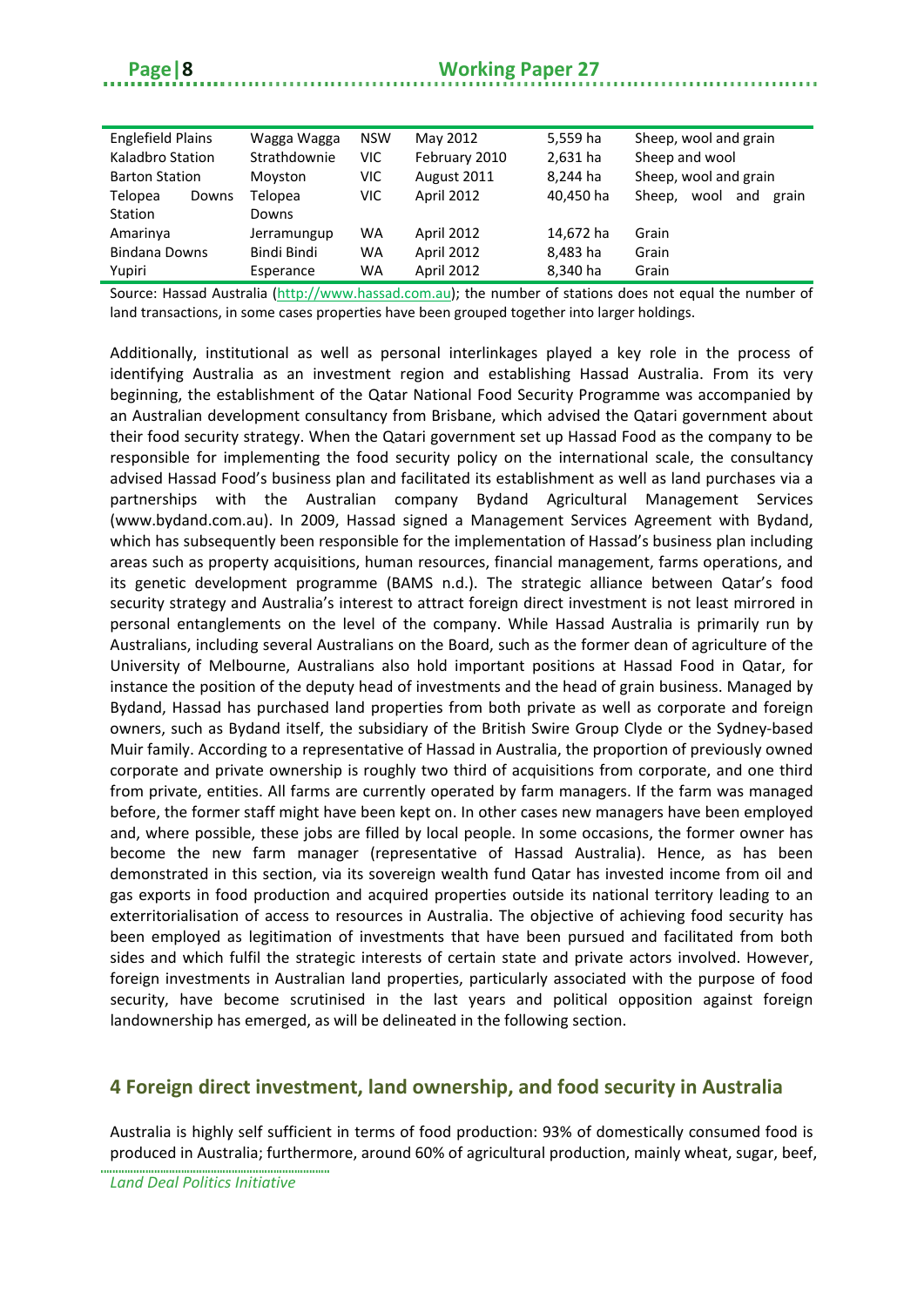| Englefield Plains | Wagga Wagga | NSW | May 2012 | 5,559 ha | Sheep, wool and grain |
|---|---|---|---|---|---|
| Kaladbro Station | Strathdownie | VIC | February 2010 | 2,631 ha | Sheep and wool |
| Barton Station | Moyston | VIC | August 2011 | 8,244 ha | Sheep, wool and grain |
| Telopea Downs Station | Telopea Downs | VIC | April 2012 | 40,450 ha | Sheep, wool and grain |
| Amarinya | Jerramungup | WA | April 2012 | 14,672 ha | Grain |
| Bindana Downs | Bindi Bindi | WA | April 2012 | 8,483 ha | Grain |
| Yupiri | Esperance | WA | April 2012 | 8,340 ha | Grain |

Source: Hassad Australia (http://www.hassad.com.au); the number of stations does not equal the number of land transactions, in some cases properties have been grouped together into larger holdings.

Additionally, institutional as well as personal interlinkages played a key role in the process of identifying Australia as an investment region and establishing Hassad Australia. From its very beginning, the establishment of the Qatar National Food Security Programme was accompanied by an Australian development consultancy from Brisbane, which advised the Qatari government about their food security strategy. When the Qatari government set up Hassad Food as the company to be responsible for implementing the food security policy on the international scale, the consultancy advised Hassad Food's business plan and facilitated its establishment as well as land purchases via a partnerships with the Australian company Bydand Agricultural Management Services (www.bydand.com.au). In 2009, Hassad signed a Management Services Agreement with Bydand, which has subsequently been responsible for the implementation of Hassad's business plan including areas such as property acquisitions, human resources, financial management, farms operations, and its genetic development programme (BAMS n.d.). The strategic alliance between Qatar's food security strategy and Australia's interest to attract foreign direct investment is not least mirrored in personal entanglements on the level of the company. While Hassad Australia is primarily run by Australians, including several Australians on the Board, such as the former dean of agriculture of the University of Melbourne, Australians also hold important positions at Hassad Food in Qatar, for instance the position of the deputy head of investments and the head of grain business. Managed by Bydand, Hassad has purchased land properties from both private as well as corporate and foreign owners, such as Bydand itself, the subsidiary of the British Swire Group Clyde or the Sydney-based Muir family. According to a representative of Hassad in Australia, the proportion of previously owned corporate and private ownership is roughly two third of acquisitions from corporate, and one third from private, entities. All farms are currently operated by farm managers. If the farm was managed before, the former staff might have been kept on. In other cases new managers have been employed and, where possible, these jobs are filled by local people. In some occasions, the former owner has become the new farm manager (representative of Hassad Australia). Hence, as has been demonstrated in this section, via its sovereign wealth fund Qatar has invested income from oil and gas exports in food production and acquired properties outside its national territory leading to an exterritorialisation of access to resources in Australia. The objective of achieving food security has been employed as legitimation of investments that have been pursued and facilitated from both sides and which fulfil the strategic interests of certain state and private actors involved. However, foreign investments in Australian land properties, particularly associated with the purpose of food security, have become scrutinised in the last years and political opposition against foreign landownership has emerged, as will be delineated in the following section.

## 4 Foreign direct investment, land ownership, and food security in Australia

Australia is highly self sufficient in terms of food production: 93% of domestically consumed food is produced in Australia; furthermore, around 60% of agricultural production, mainly wheat, sugar, beef,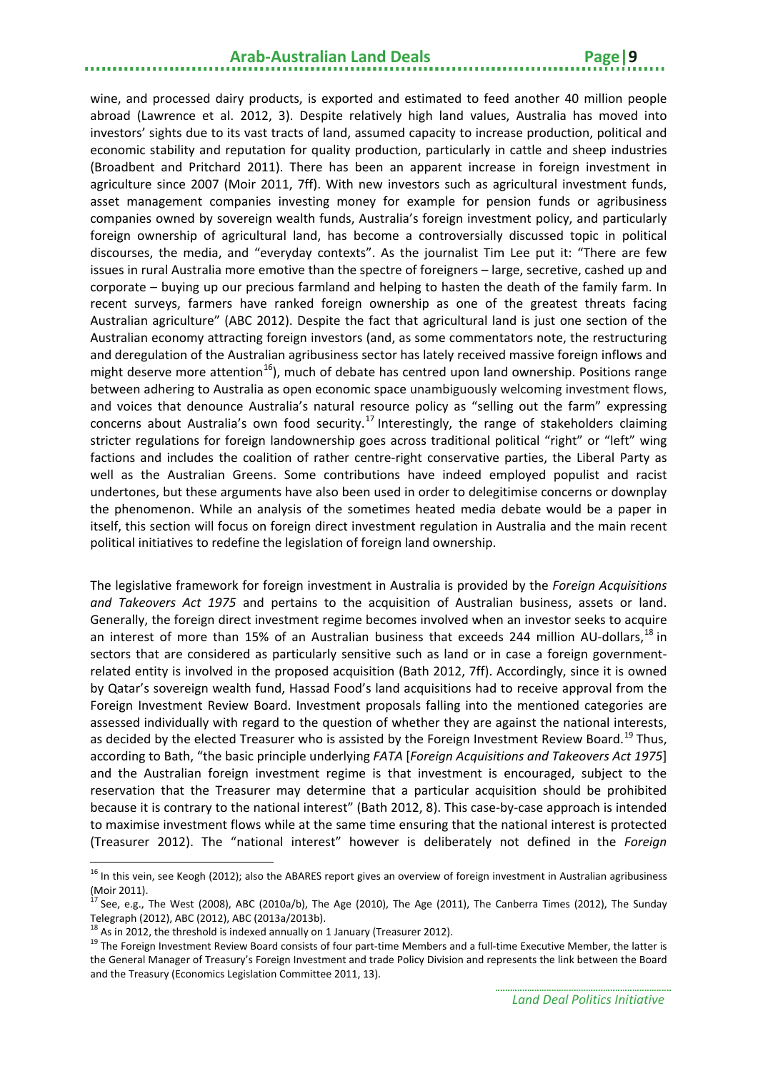wine, and processed dairy products, is exported and estimated to feed another 40 million people abroad (Lawrence et al. 2012, 3). Despite relatively high land values, Australia has moved into investors' sights due to its vast tracts of land, assumed capacity to increase production, political and economic stability and reputation for quality production, particularly in cattle and sheep industries (Broadbent and Pritchard 2011). There has been an apparent increase in foreign investment in agriculture since 2007 (Moir 2011, 7ff). With new investors such as agricultural investment funds, asset management companies investing money for example for pension funds or agribusiness companies owned by sovereign wealth funds, Australia's foreign investment policy, and particularly foreign ownership of agricultural land, has become a controversially discussed topic in political discourses, the media, and "everyday contexts". As the journalist Tim Lee put it: "There are few issues in rural Australia more emotive than the spectre of foreigners – large, secretive, cashed up and corporate – buying up our precious farmland and helping to hasten the death of the family farm. In recent surveys, farmers have ranked foreign ownership as one of the greatest threats facing Australian agriculture" (ABC 2012). Despite the fact that agricultural land is just one section of the Australian economy attracting foreign investors (and, as some commentators note, the restructuring and deregulation of the Australian agribusiness sector has lately received massive foreign inflows and might deserve more attention[16]), much of debate has centred upon land ownership. Positions range between adhering to Australia as open economic space unambiguously welcoming investment flows, and voices that denounce Australia's natural resource policy as "selling out the farm" expressing concerns about Australia's own food security.[17] Interestingly, the range of stakeholders claiming stricter regulations for foreign landownership goes across traditional political "right" or "left" wing factions and includes the coalition of rather centre-right conservative parties, the Liberal Party as well as the Australian Greens. Some contributions have indeed employed populist and racist undertones, but these arguments have also been used in order to delegitimise concerns or downplay the phenomenon. While an analysis of the sometimes heated media debate would be a paper in itself, this section will focus on foreign direct investment regulation in Australia and the main recent political initiatives to redefine the legislation of foreign land ownership.

The legislative framework for foreign investment in Australia is provided by the *Foreign Acquisitions and Takeovers Act 1975* and pertains to the acquisition of Australian business, assets or land. Generally, the foreign direct investment regime becomes involved when an investor seeks to acquire an interest of more than 15% of an Australian business that exceeds 244 million AU-dollars,[18] in sectors that are considered as particularly sensitive such as land or in case a foreign government-related entity is involved in the proposed acquisition (Bath 2012, 7ff). Accordingly, since it is owned by Qatar's sovereign wealth fund, Hassad Food's land acquisitions had to receive approval from the Foreign Investment Review Board. Investment proposals falling into the mentioned categories are assessed individually with regard to the question of whether they are against the national interests, as decided by the elected Treasurer who is assisted by the Foreign Investment Review Board.[19] Thus, according to Bath, "the basic principle underlying *FATA* [*Foreign Acquisitions and Takeovers Act 1975*] and the Australian foreign investment regime is that investment is encouraged, subject to the reservation that the Treasurer may determine that a particular acquisition should be prohibited because it is contrary to the national interest" (Bath 2012, 8). This case-by-case approach is intended to maximise investment flows while at the same time ensuring that the national interest is protected (Treasurer 2012). The "national interest" however is deliberately not defined in the *Foreign*

---

[16] In this vein, see Keogh (2012); also the ABARES report gives an overview of foreign investment in Australian agribusiness (Moir 2011).

[17] See, e.g., The West (2008), ABC (2010a/b), The Age (2010), The Age (2011), The Canberra Times (2012), The Sunday Telegraph (2012), ABC (2012), ABC (2013a/2013b).

[18] As in 2012, the threshold is indexed annually on 1 January (Treasurer 2012).

[19] The Foreign Investment Review Board consists of four part-time Members and a full-time Executive Member, the latter is the General Manager of Treasury's Foreign Investment and trade Policy Division and represents the link between the Board and the Treasury (Economics Legislation Committee 2011, 13).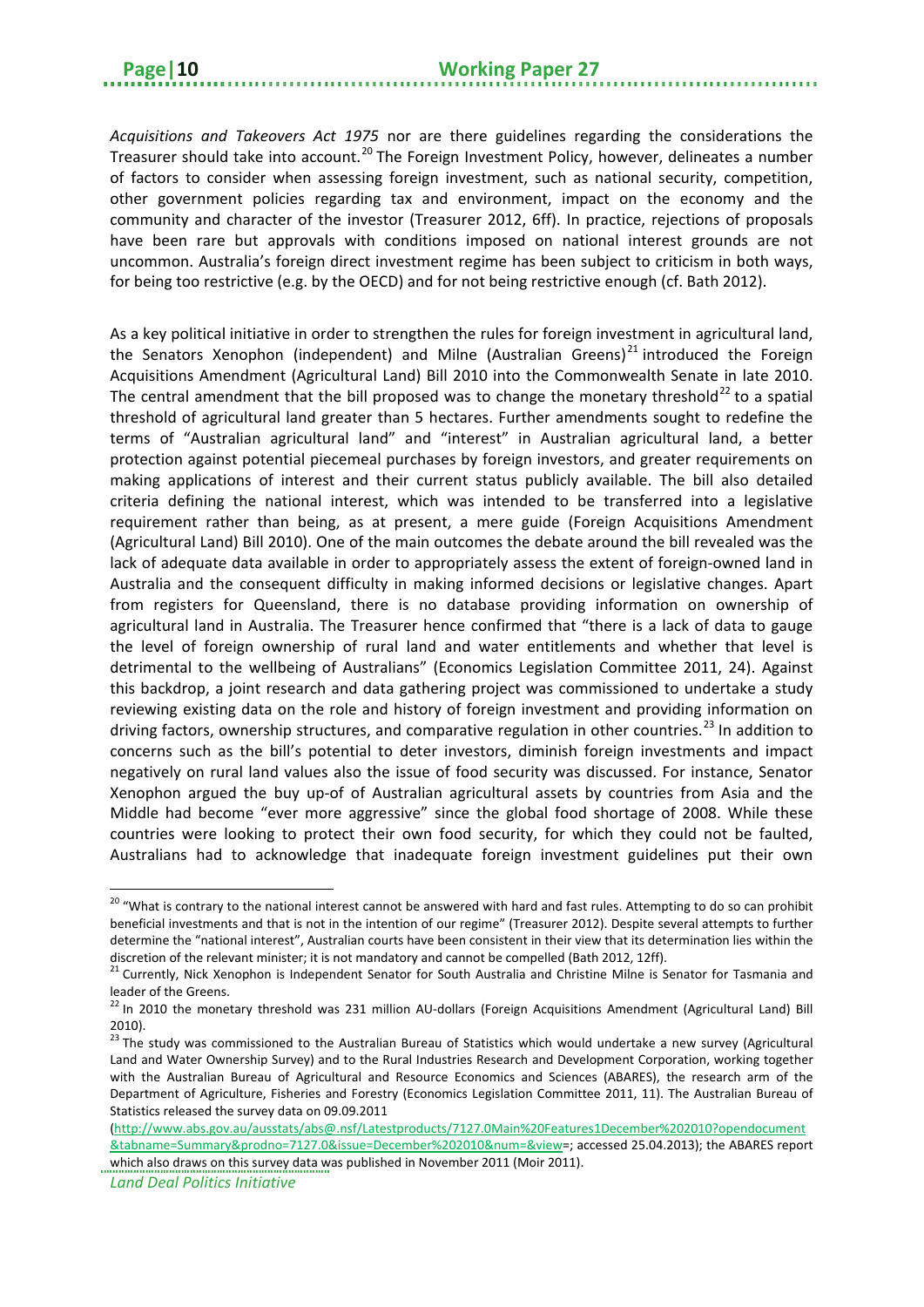*Acquisitions and Takeovers Act 1975* nor are there guidelines regarding the considerations the Treasurer should take into account.[20] The Foreign Investment Policy, however, delineates a number of factors to consider when assessing foreign investment, such as national security, competition, other government policies regarding tax and environment, impact on the economy and the community and character of the investor (Treasurer 2012, 6ff). In practice, rejections of proposals have been rare but approvals with conditions imposed on national interest grounds are not uncommon. Australia's foreign direct investment regime has been subject to criticism in both ways, for being too restrictive (e.g. by the OECD) and for not being restrictive enough (cf. Bath 2012).

As a key political initiative in order to strengthen the rules for foreign investment in agricultural land, the Senators Xenophon (independent) and Milne (Australian Greens)[21] introduced the Foreign Acquisitions Amendment (Agricultural Land) Bill 2010 into the Commonwealth Senate in late 2010. The central amendment that the bill proposed was to change the monetary threshold[22] to a spatial threshold of agricultural land greater than 5 hectares. Further amendments sought to redefine the terms of "Australian agricultural land" and "interest" in Australian agricultural land, a better protection against potential piecemeal purchases by foreign investors, and greater requirements on making applications of interest and their current status publicly available. The bill also detailed criteria defining the national interest, which was intended to be transferred into a legislative requirement rather than being, as at present, a mere guide (Foreign Acquisitions Amendment (Agricultural Land) Bill 2010). One of the main outcomes the debate around the bill revealed was the lack of adequate data available in order to appropriately assess the extent of foreign-owned land in Australia and the consequent difficulty in making informed decisions or legislative changes. Apart from registers for Queensland, there is no database providing information on ownership of agricultural land in Australia. The Treasurer hence confirmed that "there is a lack of data to gauge the level of foreign ownership of rural land and water entitlements and whether that level is detrimental to the wellbeing of Australians" (Economics Legislation Committee 2011, 24). Against this backdrop, a joint research and data gathering project was commissioned to undertake a study reviewing existing data on the role and history of foreign investment and providing information on driving factors, ownership structures, and comparative regulation in other countries.[23] In addition to concerns such as the bill's potential to deter investors, diminish foreign investments and impact negatively on rural land values also the issue of food security was discussed. For instance, Senator Xenophon argued the buy up-of of Australian agricultural assets by countries from Asia and the Middle had become "ever more aggressive" since the global food shortage of 2008. While these countries were looking to protect their own food security, for which they could not be faulted, Australians had to acknowledge that inadequate foreign investment guidelines put their own

---

[20] "What is contrary to the national interest cannot be answered with hard and fast rules. Attempting to do so can prohibit beneficial investments and that is not in the intention of our regime" (Treasurer 2012). Despite several attempts to further determine the "national interest", Australian courts have been consistent in their view that its determination lies within the discretion of the relevant minister; it is not mandatory and cannot be compelled (Bath 2012, 12ff).

[21] Currently, Nick Xenophon is Independent Senator for South Australia and Christine Milne is Senator for Tasmania and leader of the Greens.

[22] In 2010 the monetary threshold was 231 million AU-dollars (Foreign Acquisitions Amendment (Agricultural Land) Bill 2010).

[23] The study was commissioned to the Australian Bureau of Statistics which would undertake a new survey (Agricultural Land and Water Ownership Survey) and to the Rural Industries Research and Development Corporation, working together with the Australian Bureau of Agricultural and Resource Economics and Sciences (ABARES), the research arm of the Department of Agriculture, Fisheries and Forestry (Economics Legislation Committee 2011, 11). The Australian Bureau of Statistics released the survey data on 09.09.2011 (http://www.abs.gov.au/ausstats/abs@.nsf/Latestproducts/7127.0Main%20Features1December%202010?opendocument&tabname=Summary&prodno=7127.0&issue=December%202010&num=&view=; accessed 25.04.2013); the ABARES report which also draws on this survey data was published in November 2011 (Moir 2011).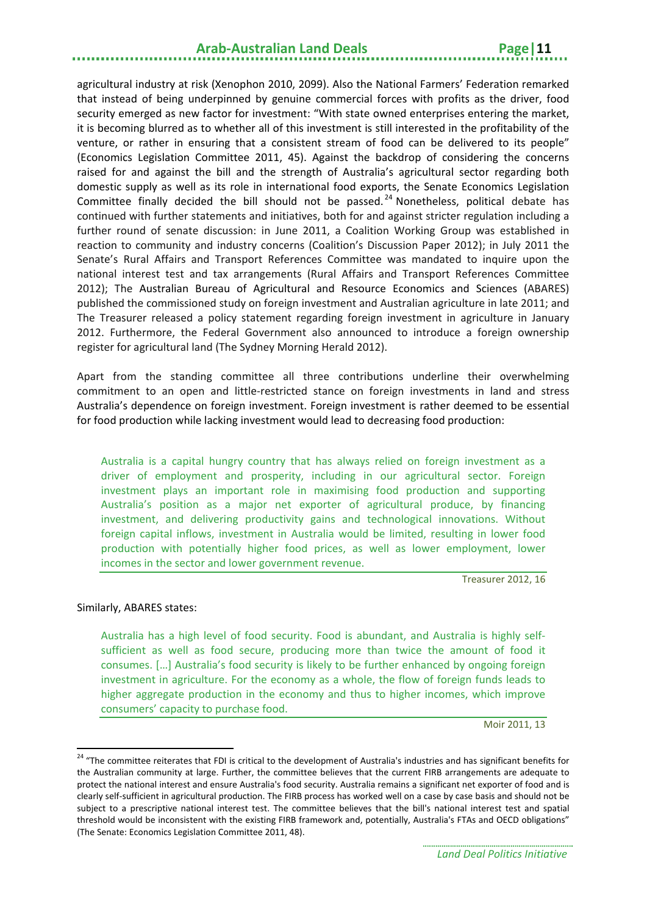agricultural industry at risk (Xenophon 2010, 2099). Also the National Farmers' Federation remarked that instead of being underpinned by genuine commercial forces with profits as the driver, food security emerged as new factor for investment: "With state owned enterprises entering the market, it is becoming blurred as to whether all of this investment is still interested in the profitability of the venture, or rather in ensuring that a consistent stream of food can be delivered to its people" (Economics Legislation Committee 2011, 45). Against the backdrop of considering the concerns raised for and against the bill and the strength of Australia's agricultural sector regarding both domestic supply as well as its role in international food exports, the Senate Economics Legislation Committee finally decided the bill should not be passed.[24] Nonetheless, political debate has continued with further statements and initiatives, both for and against stricter regulation including a further round of senate discussion: in June 2011, a Coalition Working Group was established in reaction to community and industry concerns (Coalition's Discussion Paper 2012); in July 2011 the Senate's Rural Affairs and Transport References Committee was mandated to inquire upon the national interest test and tax arrangements (Rural Affairs and Transport References Committee 2012); The Australian Bureau of Agricultural and Resource Economics and Sciences (ABARES) published the commissioned study on foreign investment and Australian agriculture in late 2011; and The Treasurer released a policy statement regarding foreign investment in agriculture in January 2012. Furthermore, the Federal Government also announced to introduce a foreign ownership register for agricultural land (The Sydney Morning Herald 2012).

Apart from the standing committee all three contributions underline their overwhelming commitment to an open and little-restricted stance on foreign investments in land and stress Australia's dependence on foreign investment. Foreign investment is rather deemed to be essential for food production while lacking investment would lead to decreasing food production:

> Australia is a capital hungry country that has always relied on foreign investment as a driver of employment and prosperity, including in our agricultural sector. Foreign investment plays an important role in maximising food production and supporting Australia's position as a major net exporter of agricultural produce, by financing investment, and delivering productivity gains and technological innovations. Without foreign capital inflows, investment in Australia would be limited, resulting in lower food production with potentially higher food prices, as well as lower employment, lower incomes in the sector and lower government revenue.
>
> Treasurer 2012, 16

Similarly, ABARES states:

> Australia has a high level of food security. Food is abundant, and Australia is highly self-sufficient as well as food secure, producing more than twice the amount of food it consumes. […] Australia's food security is likely to be further enhanced by ongoing foreign investment in agriculture. For the economy as a whole, the flow of foreign funds leads to higher aggregate production in the economy and thus to higher incomes, which improve consumers' capacity to purchase food.
>
> Moir 2011, 13

---

[24] "The committee reiterates that FDI is critical to the development of Australia's industries and has significant benefits for the Australian community at large. Further, the committee believes that the current FIRB arrangements are adequate to protect the national interest and ensure Australia's food security. Australia remains a significant net exporter of food and is clearly self-sufficient in agricultural production. The FIRB process has worked well on a case by case basis and should not be subject to a prescriptive national interest test. The committee believes that the bill's national interest test and spatial threshold would be inconsistent with the existing FIRB framework and, potentially, Australia's FTAs and OECD obligations" (The Senate: Economics Legislation Committee 2011, 48).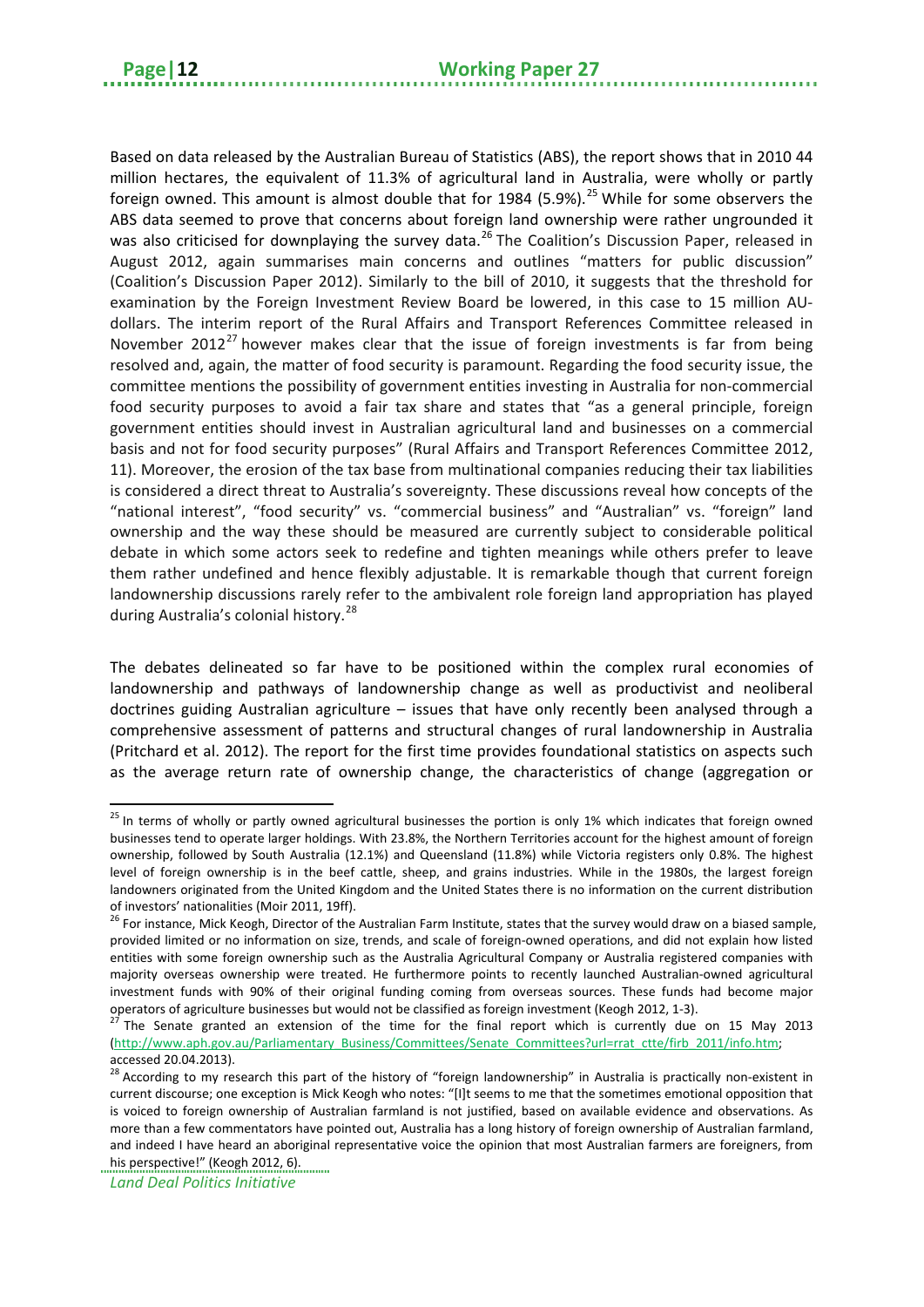Based on data released by the Australian Bureau of Statistics (ABS), the report shows that in 2010 44 million hectares, the equivalent of 11.3% of agricultural land in Australia, were wholly or partly foreign owned. This amount is almost double that for 1984 (5.9%).[25] While for some observers the ABS data seemed to prove that concerns about foreign land ownership were rather ungrounded it was also criticised for downplaying the survey data.[26] The Coalition's Discussion Paper, released in August 2012, again summarises main concerns and outlines "matters for public discussion" (Coalition's Discussion Paper 2012). Similarly to the bill of 2010, it suggests that the threshold for examination by the Foreign Investment Review Board be lowered, in this case to 15 million AU-dollars. The interim report of the Rural Affairs and Transport References Committee released in November 2012[27] however makes clear that the issue of foreign investments is far from being resolved and, again, the matter of food security is paramount. Regarding the food security issue, the committee mentions the possibility of government entities investing in Australia for non-commercial food security purposes to avoid a fair tax share and states that "as a general principle, foreign government entities should invest in Australian agricultural land and businesses on a commercial basis and not for food security purposes" (Rural Affairs and Transport References Committee 2012, 11). Moreover, the erosion of the tax base from multinational companies reducing their tax liabilities is considered a direct threat to Australia's sovereignty. These discussions reveal how concepts of the "national interest", "food security" vs. "commercial business" and "Australian" vs. "foreign" land ownership and the way these should be measured are currently subject to considerable political debate in which some actors seek to redefine and tighten meanings while others prefer to leave them rather undefined and hence flexibly adjustable. It is remarkable though that current foreign landownership discussions rarely refer to the ambivalent role foreign land appropriation has played during Australia's colonial history.[28]

The debates delineated so far have to be positioned within the complex rural economies of landownership and pathways of landownership change as well as productivist and neoliberal doctrines guiding Australian agriculture – issues that have only recently been analysed through a comprehensive assessment of patterns and structural changes of rural landownership in Australia (Pritchard et al. 2012). The report for the first time provides foundational statistics on aspects such as the average return rate of ownership change, the characteristics of change (aggregation or

---

[25] In terms of wholly or partly owned agricultural businesses the portion is only 1% which indicates that foreign owned businesses tend to operate larger holdings. With 23.8%, the Northern Territories account for the highest amount of foreign ownership, followed by South Australia (12.1%) and Queensland (11.8%) while Victoria registers only 0.8%. The highest level of foreign ownership is in the beef cattle, sheep, and grains industries. While in the 1980s, the largest foreign landowners originated from the United Kingdom and the United States there is no information on the current distribution of investors' nationalities (Moir 2011, 19ff).

[26] For instance, Mick Keogh, Director of the Australian Farm Institute, states that the survey would draw on a biased sample, provided limited or no information on size, trends, and scale of foreign-owned operations, and did not explain how listed entities with some foreign ownership such as the Australia Agricultural Company or Australia registered companies with majority overseas ownership were treated. He furthermore points to recently launched Australian-owned agricultural investment funds with 90% of their original funding coming from overseas sources. These funds had become major operators of agriculture businesses but would not be classified as foreign investment (Keogh 2012, 1-3).

[27] The Senate granted an extension of the time for the final report which is currently due on 15 May 2013 (http://www.aph.gov.au/Parliamentary_Business/Committees/Senate_Committees?url=rrat_ctte/firb_2011/info.htm; accessed 20.04.2013).

[28] According to my research this part of the history of "foreign landownership" in Australia is practically non-existent in current discourse; one exception is Mick Keogh who notes: "[I]t seems to me that the sometimes emotional opposition that is voiced to foreign ownership of Australian farmland is not justified, based on available evidence and observations. As more than a few commentators have pointed out, Australia has a long history of foreign ownership of Australian farmland, and indeed I have heard an aboriginal representative voice the opinion that most Australian farmers are foreigners, from his perspective!" (Keogh 2012, 6).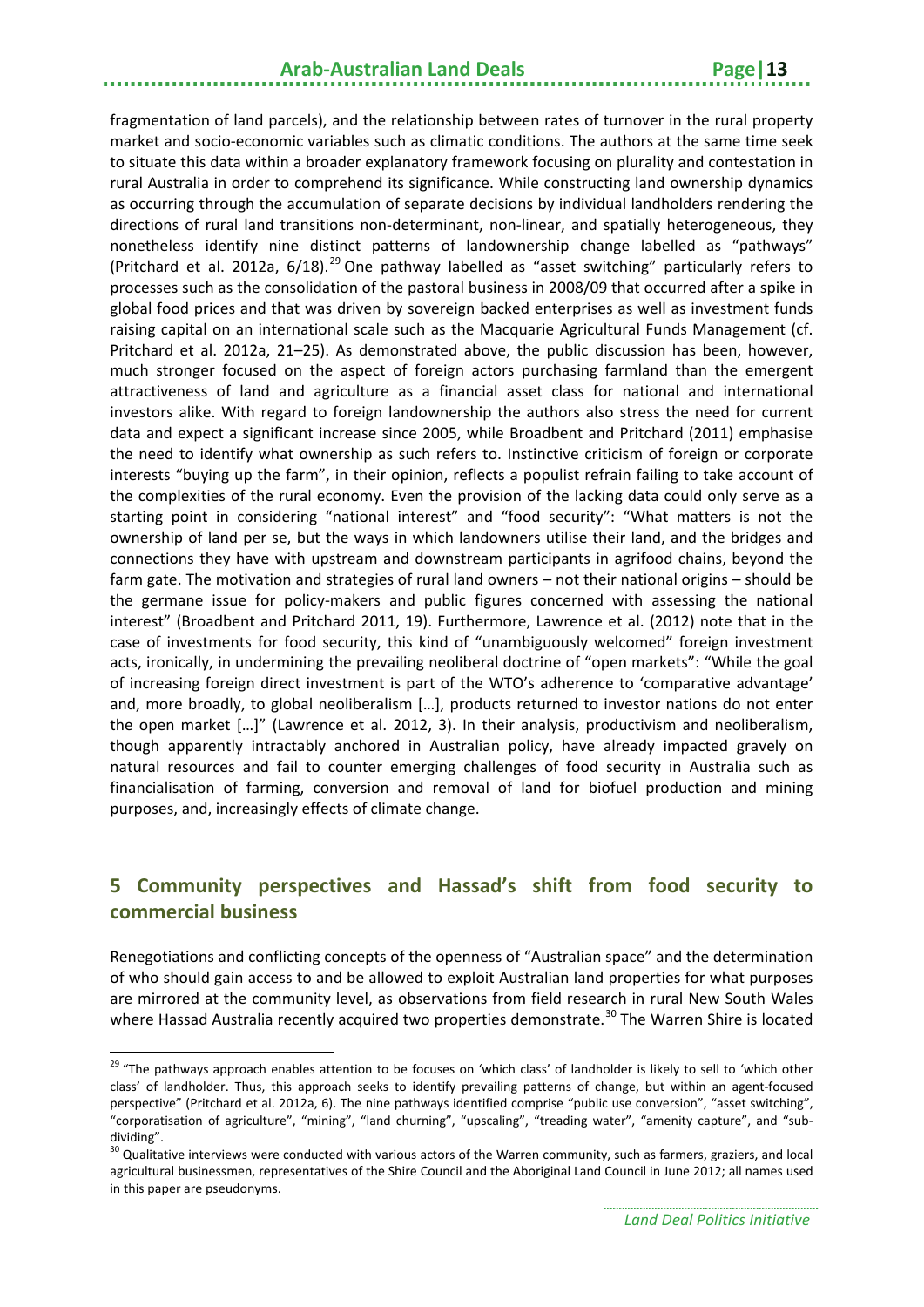fragmentation of land parcels), and the relationship between rates of turnover in the rural property market and socio-economic variables such as climatic conditions. The authors at the same time seek to situate this data within a broader explanatory framework focusing on plurality and contestation in rural Australia in order to comprehend its significance. While constructing land ownership dynamics as occurring through the accumulation of separate decisions by individual landholders rendering the directions of rural land transitions non-determinant, non-linear, and spatially heterogeneous, they nonetheless identify nine distinct patterns of landownership change labelled as "pathways" (Pritchard et al. 2012a, 6/18).[29] One pathway labelled as "asset switching" particularly refers to processes such as the consolidation of the pastoral business in 2008/09 that occurred after a spike in global food prices and that was driven by sovereign backed enterprises as well as investment funds raising capital on an international scale such as the Macquarie Agricultural Funds Management (cf. Pritchard et al. 2012a, 21–25). As demonstrated above, the public discussion has been, however, much stronger focused on the aspect of foreign actors purchasing farmland than the emergent attractiveness of land and agriculture as a financial asset class for national and international investors alike. With regard to foreign landownership the authors also stress the need for current data and expect a significant increase since 2005, while Broadbent and Pritchard (2011) emphasise the need to identify what ownership as such refers to. Instinctive criticism of foreign or corporate interests "buying up the farm", in their opinion, reflects a populist refrain failing to take account of the complexities of the rural economy. Even the provision of the lacking data could only serve as a starting point in considering "national interest" and "food security": "What matters is not the ownership of land per se, but the ways in which landowners utilise their land, and the bridges and connections they have with upstream and downstream participants in agrifood chains, beyond the farm gate. The motivation and strategies of rural land owners – not their national origins – should be the germane issue for policy-makers and public figures concerned with assessing the national interest" (Broadbent and Pritchard 2011, 19). Furthermore, Lawrence et al. (2012) note that in the case of investments for food security, this kind of "unambiguously welcomed" foreign investment acts, ironically, in undermining the prevailing neoliberal doctrine of "open markets": "While the goal of increasing foreign direct investment is part of the WTO's adherence to 'comparative advantage' and, more broadly, to global neoliberalism […], products returned to investor nations do not enter the open market […]" (Lawrence et al. 2012, 3). In their analysis, productivism and neoliberalism, though apparently intractably anchored in Australian policy, have already impacted gravely on natural resources and fail to counter emerging challenges of food security in Australia such as financialisation of farming, conversion and removal of land for biofuel production and mining purposes, and, increasingly effects of climate change.

## 5 Community perspectives and Hassad's shift from food security to commercial business

Renegotiations and conflicting concepts of the openness of "Australian space" and the determination of who should gain access to and be allowed to exploit Australian land properties for what purposes are mirrored at the community level, as observations from field research in rural New South Wales where Hassad Australia recently acquired two properties demonstrate.[30] The Warren Shire is located

---

[29] "The pathways approach enables attention to be focuses on 'which class' of landholder is likely to sell to 'which other class' of landholder. Thus, this approach seeks to identify prevailing patterns of change, but within an agent-focused perspective" (Pritchard et al. 2012a, 6). The nine pathways identified comprise "public use conversion", "asset switching", "corporatisation of agriculture", "mining", "land churning", "upscaling", "treading water", "amenity capture", and "sub-dividing".

[30] Qualitative interviews were conducted with various actors of the Warren community, such as farmers, graziers, and local agricultural businessmen, representatives of the Shire Council and the Aboriginal Land Council in June 2012; all names used in this paper are pseudonyms.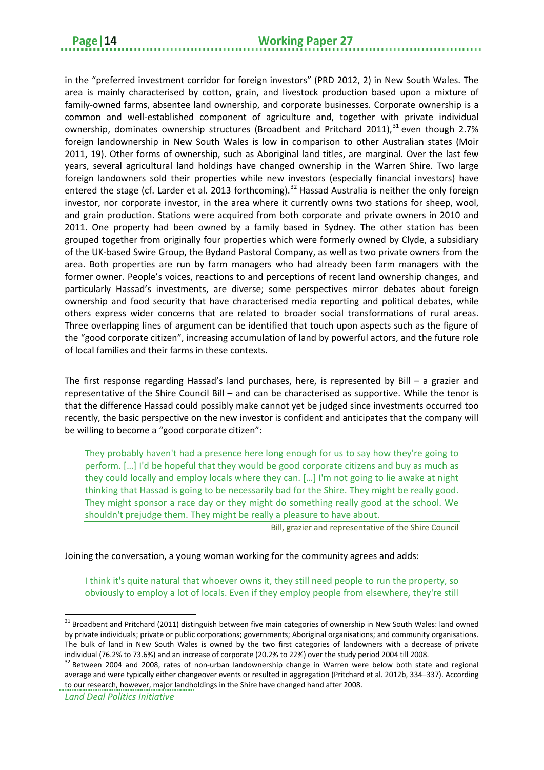in the "preferred investment corridor for foreign investors" (PRD 2012, 2) in New South Wales. The area is mainly characterised by cotton, grain, and livestock production based upon a mixture of family-owned farms, absentee land ownership, and corporate businesses. Corporate ownership is a common and well-established component of agriculture and, together with private individual ownership, dominates ownership structures (Broadbent and Pritchard 2011),[31] even though 2.7% foreign landownership in New South Wales is low in comparison to other Australian states (Moir 2011, 19). Other forms of ownership, such as Aboriginal land titles, are marginal. Over the last few years, several agricultural land holdings have changed ownership in the Warren Shire. Two large foreign landowners sold their properties while new investors (especially financial investors) have entered the stage (cf. Larder et al. 2013 forthcoming).[32] Hassad Australia is neither the only foreign investor, nor corporate investor, in the area where it currently owns two stations for sheep, wool, and grain production. Stations were acquired from both corporate and private owners in 2010 and 2011. One property had been owned by a family based in Sydney. The other station has been grouped together from originally four properties which were formerly owned by Clyde, a subsidiary of the UK-based Swire Group, the Bydand Pastoral Company, as well as two private owners from the area. Both properties are run by farm managers who had already been farm managers with the former owner. People's voices, reactions to and perceptions of recent land ownership changes, and particularly Hassad's investments, are diverse; some perspectives mirror debates about foreign ownership and food security that have characterised media reporting and political debates, while others express wider concerns that are related to broader social transformations of rural areas. Three overlapping lines of argument can be identified that touch upon aspects such as the figure of the "good corporate citizen", increasing accumulation of land by powerful actors, and the future role of local families and their farms in these contexts.

The first response regarding Hassad's land purchases, here, is represented by Bill – a grazier and representative of the Shire Council Bill – and can be characterised as supportive. While the tenor is that the difference Hassad could possibly make cannot yet be judged since investments occurred too recently, the basic perspective on the new investor is confident and anticipates that the company will be willing to become a "good corporate citizen":

> They probably haven't had a presence here long enough for us to say how they're going to perform. […] I'd be hopeful that they would be good corporate citizens and buy as much as they could locally and employ locals where they can. […] I'm not going to lie awake at night thinking that Hassad is going to be necessarily bad for the Shire. They might be really good. They might sponsor a race day or they might do something really good at the school. We shouldn't prejudge them. They might be really a pleasure to have about.
>
> Bill, grazier and representative of the Shire Council

Joining the conversation, a young woman working for the community agrees and adds:

> I think it's quite natural that whoever owns it, they still need people to run the property, so obviously to employ a lot of locals. Even if they employ people from elsewhere, they're still

[31] Broadbent and Pritchard (2011) distinguish between five main categories of ownership in New South Wales: land owned by private individuals; private or public corporations; governments; Aboriginal organisations; and community organisations. The bulk of land in New South Wales is owned by the two first categories of landowners with a decrease of private individual (76.2% to 73.6%) and an increase of corporate (20.2% to 22%) over the study period 2004 till 2008.

[32] Between 2004 and 2008, rates of non-urban landownership change in Warren were below both state and regional average and were typically either changeover events or resulted in aggregation (Pritchard et al. 2012b, 334–337). According to our research, however, major landholdings in the Shire have changed hand after 2008.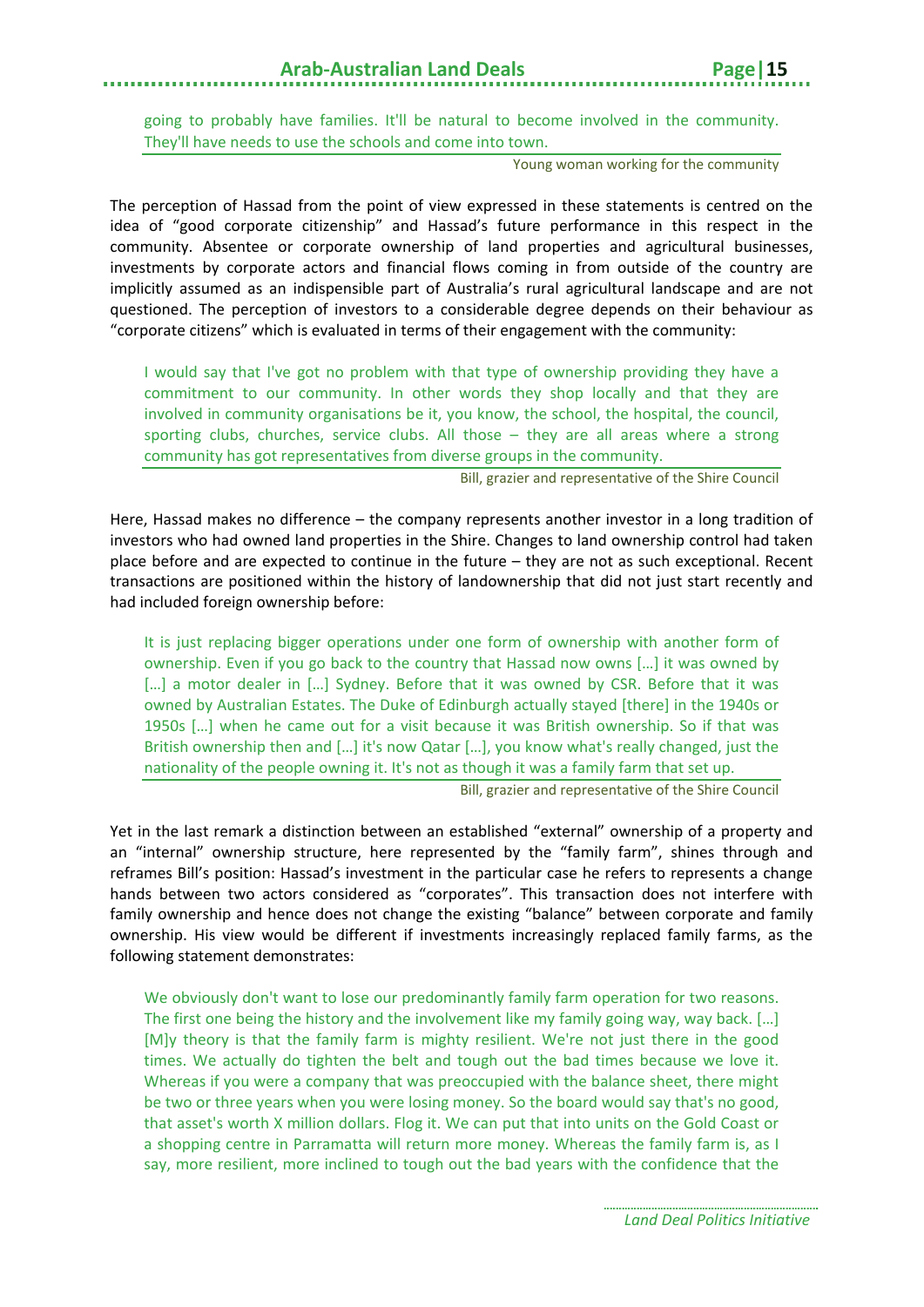> going to probably have families. It'll be natural to become involved in the community. They'll have needs to use the schools and come into town.
>
> Young woman working for the community

The perception of Hassad from the point of view expressed in these statements is centred on the idea of "good corporate citizenship" and Hassad's future performance in this respect in the community. Absentee or corporate ownership of land properties and agricultural businesses, investments by corporate actors and financial flows coming in from outside of the country are implicitly assumed as an indispensible part of Australia's rural agricultural landscape and are not questioned. The perception of investors to a considerable degree depends on their behaviour as "corporate citizens" which is evaluated in terms of their engagement with the community:

> I would say that I've got no problem with that type of ownership providing they have a commitment to our community. In other words they shop locally and that they are involved in community organisations be it, you know, the school, the hospital, the council, sporting clubs, churches, service clubs. All those – they are all areas where a strong community has got representatives from diverse groups in the community.
>
> Bill, grazier and representative of the Shire Council

Here, Hassad makes no difference – the company represents another investor in a long tradition of investors who had owned land properties in the Shire. Changes to land ownership control had taken place before and are expected to continue in the future – they are not as such exceptional. Recent transactions are positioned within the history of landownership that did not just start recently and had included foreign ownership before:

> It is just replacing bigger operations under one form of ownership with another form of ownership. Even if you go back to the country that Hassad now owns […] it was owned by […] a motor dealer in […] Sydney. Before that it was owned by CSR. Before that it was owned by Australian Estates. The Duke of Edinburgh actually stayed [there] in the 1940s or 1950s […] when he came out for a visit because it was British ownership. So if that was British ownership then and […] it's now Qatar […], you know what's really changed, just the nationality of the people owning it. It's not as though it was a family farm that set up.
>
> Bill, grazier and representative of the Shire Council

Yet in the last remark a distinction between an established "external" ownership of a property and an "internal" ownership structure, here represented by the "family farm", shines through and reframes Bill's position: Hassad's investment in the particular case he refers to represents a change hands between two actors considered as "corporates". This transaction does not interfere with family ownership and hence does not change the existing "balance" between corporate and family ownership. His view would be different if investments increasingly replaced family farms, as the following statement demonstrates:

> We obviously don't want to lose our predominantly family farm operation for two reasons. The first one being the history and the involvement like my family going way, way back. […] [M]y theory is that the family farm is mighty resilient. We're not just there in the good times. We actually do tighten the belt and tough out the bad times because we love it. Whereas if you were a company that was preoccupied with the balance sheet, there might be two or three years when you were losing money. So the board would say that's no good, that asset's worth X million dollars. Flog it. We can put that into units on the Gold Coast or a shopping centre in Parramatta will return more money. Whereas the family farm is, as I say, more resilient, more inclined to tough out the bad years with the confidence that the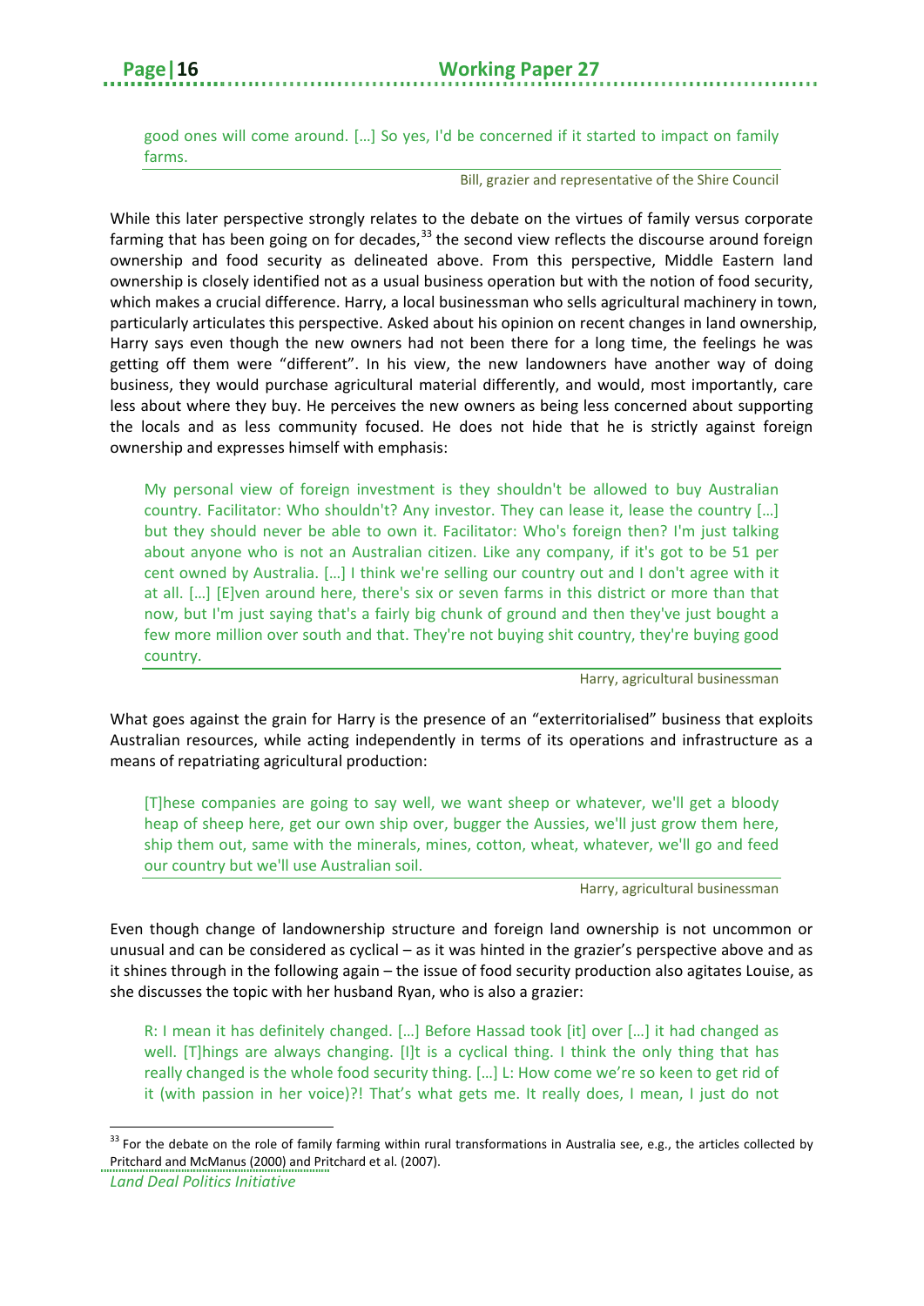> good ones will come around. […] So yes, I'd be concerned if it started to impact on family farms.
>
> Bill, grazier and representative of the Shire Council

While this later perspective strongly relates to the debate on the virtues of family versus corporate farming that has been going on for decades,[33] the second view reflects the discourse around foreign ownership and food security as delineated above. From this perspective, Middle Eastern land ownership is closely identified not as a usual business operation but with the notion of food security, which makes a crucial difference. Harry, a local businessman who sells agricultural machinery in town, particularly articulates this perspective. Asked about his opinion on recent changes in land ownership, Harry says even though the new owners had not been there for a long time, the feelings he was getting off them were "different". In his view, the new landowners have another way of doing business, they would purchase agricultural material differently, and would, most importantly, care less about where they buy. He perceives the new owners as being less concerned about supporting the locals and as less community focused. He does not hide that he is strictly against foreign ownership and expresses himself with emphasis:

> My personal view of foreign investment is they shouldn't be allowed to buy Australian country. Facilitator: Who shouldn't? Any investor. They can lease it, lease the country […] but they should never be able to own it. Facilitator: Who's foreign then? I'm just talking about anyone who is not an Australian citizen. Like any company, if it's got to be 51 per cent owned by Australia. […] I think we're selling our country out and I don't agree with it at all. […] [E]ven around here, there's six or seven farms in this district or more than that now, but I'm just saying that's a fairly big chunk of ground and then they've just bought a few more million over south and that. They're not buying shit country, they're buying good country.
>
> Harry, agricultural businessman

What goes against the grain for Harry is the presence of an "exterritorialised" business that exploits Australian resources, while acting independently in terms of its operations and infrastructure as a means of repatriating agricultural production:

> [T]hese companies are going to say well, we want sheep or whatever, we'll get a bloody heap of sheep here, get our own ship over, bugger the Aussies, we'll just grow them here, ship them out, same with the minerals, mines, cotton, wheat, whatever, we'll go and feed our country but we'll use Australian soil.
>
> Harry, agricultural businessman

Even though change of landownership structure and foreign land ownership is not uncommon or unusual and can be considered as cyclical – as it was hinted in the grazier's perspective above and as it shines through in the following again – the issue of food security production also agitates Louise, as she discusses the topic with her husband Ryan, who is also a grazier:

> R: I mean it has definitely changed. […] Before Hassad took [it] over […] it had changed as well. [T]hings are always changing. [I]t is a cyclical thing. I think the only thing that has really changed is the whole food security thing. […] L: How come we're so keen to get rid of it (with passion in her voice)?! That's what gets me. It really does, I mean, I just do not

[33] For the debate on the role of family farming within rural transformations in Australia see, e.g., the articles collected by Pritchard and McManus (2000) and Pritchard et al. (2007).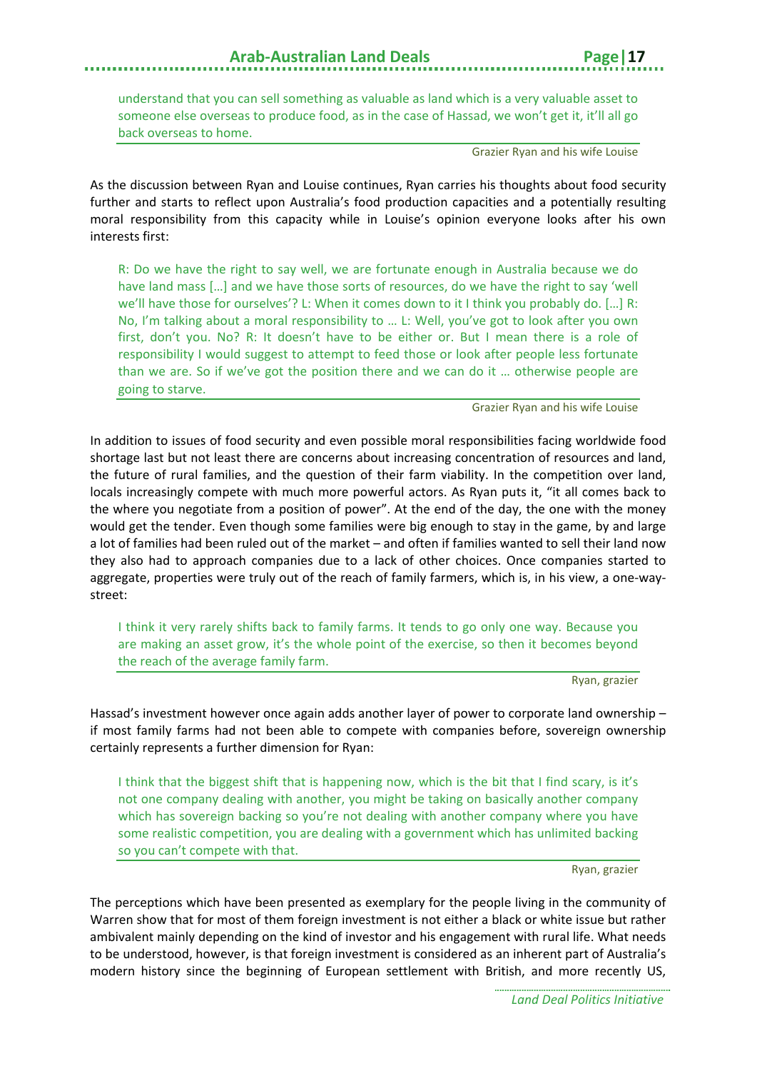> understand that you can sell something as valuable as land which is a very valuable asset to someone else overseas to produce food, as in the case of Hassad, we won't get it, it'll all go back overseas to home.
>
> Grazier Ryan and his wife Louise

As the discussion between Ryan and Louise continues, Ryan carries his thoughts about food security further and starts to reflect upon Australia's food production capacities and a potentially resulting moral responsibility from this capacity while in Louise's opinion everyone looks after his own interests first:

> R: Do we have the right to say well, we are fortunate enough in Australia because we do have land mass […] and we have those sorts of resources, do we have the right to say 'well we'll have those for ourselves'? L: When it comes down to it I think you probably do. […] R: No, I'm talking about a moral responsibility to … L: Well, you've got to look after you own first, don't you. No? R: It doesn't have to be either or. But I mean there is a role of responsibility I would suggest to attempt to feed those or look after people less fortunate than we are. So if we've got the position there and we can do it … otherwise people are going to starve.
>
> Grazier Ryan and his wife Louise

In addition to issues of food security and even possible moral responsibilities facing worldwide food shortage last but not least there are concerns about increasing concentration of resources and land, the future of rural families, and the question of their farm viability. In the competition over land, locals increasingly compete with much more powerful actors. As Ryan puts it, "it all comes back to the where you negotiate from a position of power". At the end of the day, the one with the money would get the tender. Even though some families were big enough to stay in the game, by and large a lot of families had been ruled out of the market – and often if families wanted to sell their land now they also had to approach companies due to a lack of other choices. Once companies started to aggregate, properties were truly out of the reach of family farmers, which is, in his view, a one-way-street:

> I think it very rarely shifts back to family farms. It tends to go only one way. Because you are making an asset grow, it's the whole point of the exercise, so then it becomes beyond the reach of the average family farm.
>
> Ryan, grazier

Hassad's investment however once again adds another layer of power to corporate land ownership – if most family farms had not been able to compete with companies before, sovereign ownership certainly represents a further dimension for Ryan:

> I think that the biggest shift that is happening now, which is the bit that I find scary, is it's not one company dealing with another, you might be taking on basically another company which has sovereign backing so you're not dealing with another company where you have some realistic competition, you are dealing with a government which has unlimited backing so you can't compete with that.
>
> Ryan, grazier

The perceptions which have been presented as exemplary for the people living in the community of Warren show that for most of them foreign investment is not either a black or white issue but rather ambivalent mainly depending on the kind of investor and his engagement with rural life. What needs to be understood, however, is that foreign investment is considered as an inherent part of Australia's modern history since the beginning of European settlement with British, and more recently US,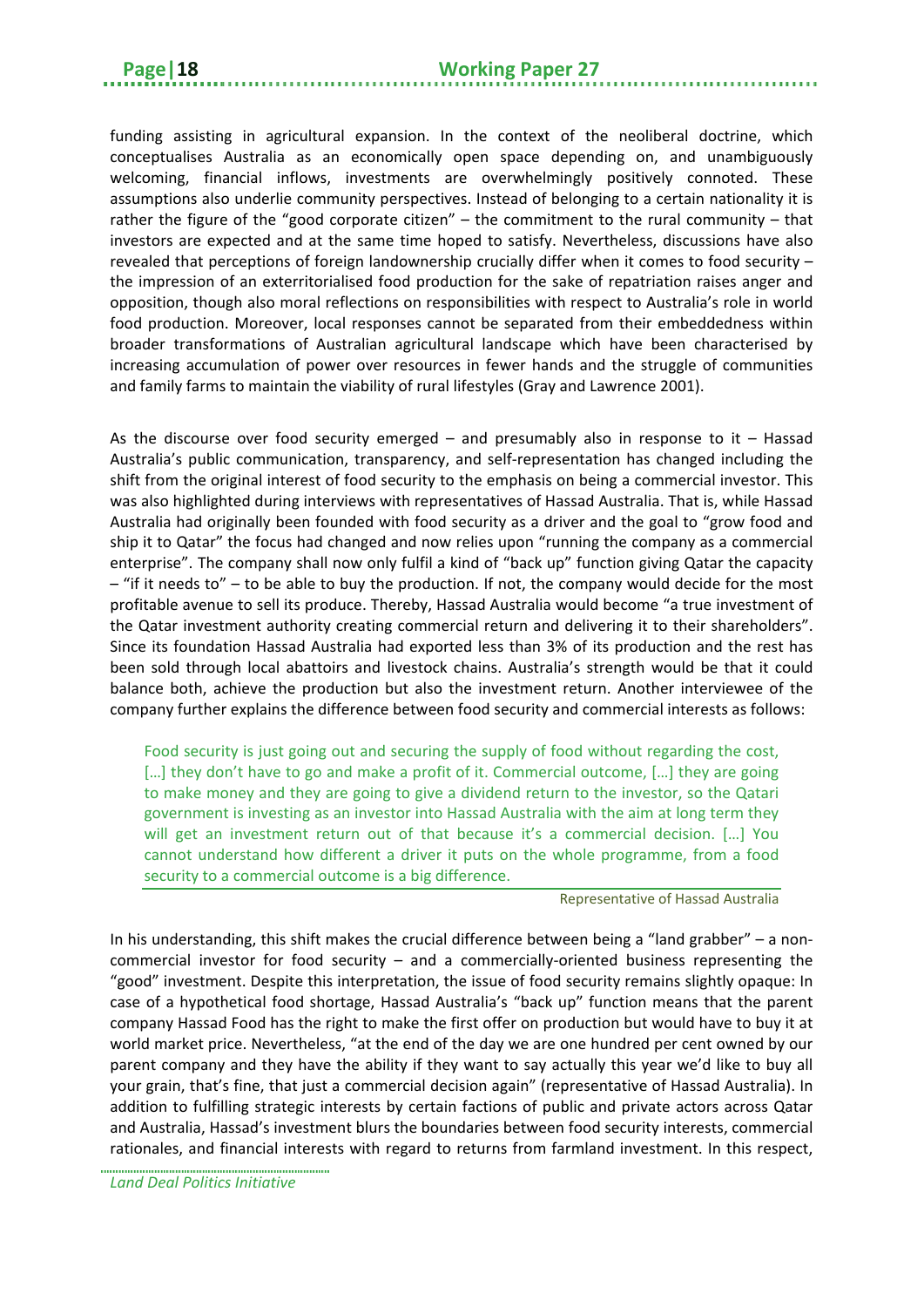funding assisting in agricultural expansion. In the context of the neoliberal doctrine, which conceptualises Australia as an economically open space depending on, and unambiguously welcoming, financial inflows, investments are overwhelmingly positively connoted. These assumptions also underlie community perspectives. Instead of belonging to a certain nationality it is rather the figure of the "good corporate citizen" – the commitment to the rural community – that investors are expected and at the same time hoped to satisfy. Nevertheless, discussions have also revealed that perceptions of foreign landownership crucially differ when it comes to food security – the impression of an exterritorialised food production for the sake of repatriation raises anger and opposition, though also moral reflections on responsibilities with respect to Australia's role in world food production. Moreover, local responses cannot be separated from their embeddedness within broader transformations of Australian agricultural landscape which have been characterised by increasing accumulation of power over resources in fewer hands and the struggle of communities and family farms to maintain the viability of rural lifestyles (Gray and Lawrence 2001).

As the discourse over food security emerged – and presumably also in response to it – Hassad Australia's public communication, transparency, and self-representation has changed including the shift from the original interest of food security to the emphasis on being a commercial investor. This was also highlighted during interviews with representatives of Hassad Australia. That is, while Hassad Australia had originally been founded with food security as a driver and the goal to "grow food and ship it to Qatar" the focus had changed and now relies upon "running the company as a commercial enterprise". The company shall now only fulfil a kind of "back up" function giving Qatar the capacity – "if it needs to" – to be able to buy the production. If not, the company would decide for the most profitable avenue to sell its produce. Thereby, Hassad Australia would become "a true investment of the Qatar investment authority creating commercial return and delivering it to their shareholders". Since its foundation Hassad Australia had exported less than 3% of its production and the rest has been sold through local abattoirs and livestock chains. Australia's strength would be that it could balance both, achieve the production but also the investment return. Another interviewee of the company further explains the difference between food security and commercial interests as follows:

> Food security is just going out and securing the supply of food without regarding the cost, […] they don't have to go and make a profit of it. Commercial outcome, […] they are going to make money and they are going to give a dividend return to the investor, so the Qatari government is investing as an investor into Hassad Australia with the aim at long term they will get an investment return out of that because it's a commercial decision. […] You cannot understand how different a driver it puts on the whole programme, from a food security to a commercial outcome is a big difference.
>
> Representative of Hassad Australia

In his understanding, this shift makes the crucial difference between being a "land grabber" – a non-commercial investor for food security – and a commercially-oriented business representing the "good" investment. Despite this interpretation, the issue of food security remains slightly opaque: In case of a hypothetical food shortage, Hassad Australia's "back up" function means that the parent company Hassad Food has the right to make the first offer on production but would have to buy it at world market price. Nevertheless, "at the end of the day we are one hundred per cent owned by our parent company and they have the ability if they want to say actually this year we'd like to buy all your grain, that's fine, that just a commercial decision again" (representative of Hassad Australia). In addition to fulfilling strategic interests by certain factions of public and private actors across Qatar and Australia, Hassad's investment blurs the boundaries between food security interests, commercial rationales, and financial interests with regard to returns from farmland investment. In this respect,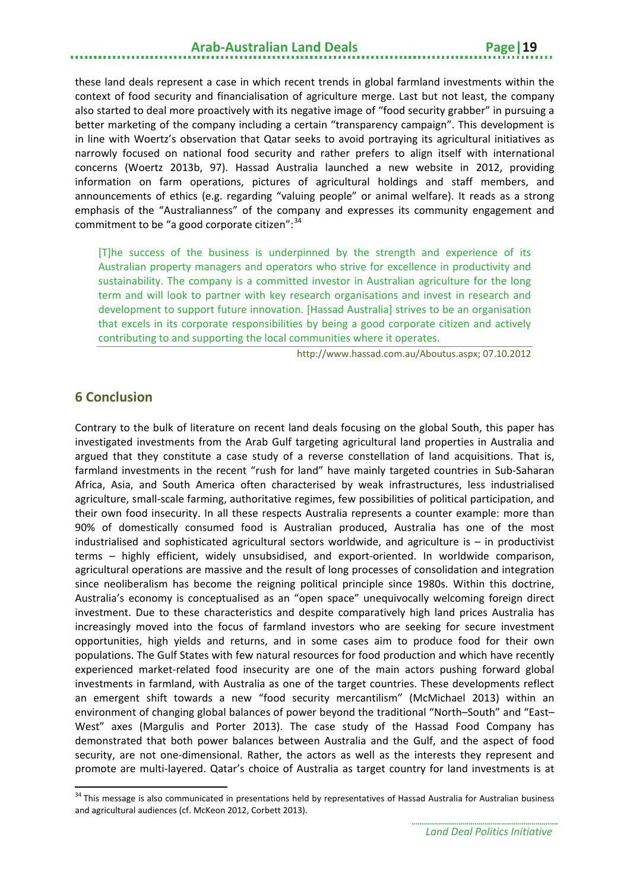these land deals represent a case in which recent trends in global farmland investments within the context of food security and financialisation of agriculture merge. Last but not least, the company also started to deal more proactively with its negative image of "food security grabber" in pursuing a better marketing of the company including a certain "transparency campaign". This development is in line with Woertz's observation that Qatar seeks to avoid portraying its agricultural initiatives as narrowly focused on national food security and rather prefers to align itself with international concerns (Woertz 2013b, 97). Hassad Australia launched a new website in 2012, providing information on farm operations, pictures of agricultural holdings and staff members, and announcements of ethics (e.g. regarding "valuing people" or animal welfare). It reads as a strong emphasis of the "Australianness" of the company and expresses its community engagement and commitment to be "a good corporate citizen":[34]

> [T]he success of the business is underpinned by the strength and experience of its Australian property managers and operators who strive for excellence in productivity and sustainability. The company is a committed investor in Australian agriculture for the long term and will look to partner with key research organisations and invest in research and development to support future innovation. [Hassad Australia] strives to be an organisation that excels in its corporate responsibilities by being a good corporate citizen and actively contributing to and supporting the local communities where it operates.
>
> http://www.hassad.com.au/Aboutus.aspx; 07.10.2012

## 6 Conclusion

Contrary to the bulk of literature on recent land deals focusing on the global South, this paper has investigated investments from the Arab Gulf targeting agricultural land properties in Australia and argued that they constitute a case study of a reverse constellation of land acquisitions. That is, farmland investments in the recent "rush for land" have mainly targeted countries in Sub-Saharan Africa, Asia, and South America often characterised by weak infrastructures, less industrialised agriculture, small-scale farming, authoritative regimes, few possibilities of political participation, and their own food insecurity. In all these respects Australia represents a counter example: more than 90% of domestically consumed food is Australian produced, Australia has one of the most industrialised and sophisticated agricultural sectors worldwide, and agriculture is – in productivist terms – highly efficient, widely unsubsidised, and export-oriented. In worldwide comparison, agricultural operations are massive and the result of long processes of consolidation and integration since neoliberalism has become the reigning political principle since 1980s. Within this doctrine, Australia's economy is conceptualised as an "open space" unequivocally welcoming foreign direct investment. Due to these characteristics and despite comparatively high land prices Australia has increasingly moved into the focus of farmland investors who are seeking for secure investment opportunities, high yields and returns, and in some cases aim to produce food for their own populations. The Gulf States with few natural resources for food production and which have recently experienced market-related food insecurity are one of the main actors pushing forward global investments in farmland, with Australia as one of the target countries. These developments reflect an emergent shift towards a new "food security mercantilism" (McMichael 2013) within an environment of changing global balances of power beyond the traditional "North–South" and "East–West" axes (Margulis and Porter 2013). The case study of the Hassad Food Company has demonstrated that both power balances between Australia and the Gulf, and the aspect of food security, are not one-dimensional. Rather, the actors as well as the interests they represent and promote are multi-layered. Qatar's choice of Australia as target country for land investments is at

[34] This message is also communicated in presentations held by representatives of Hassad Australia for Australian business and agricultural audiences (cf. McKeon 2012, Corbett 2013).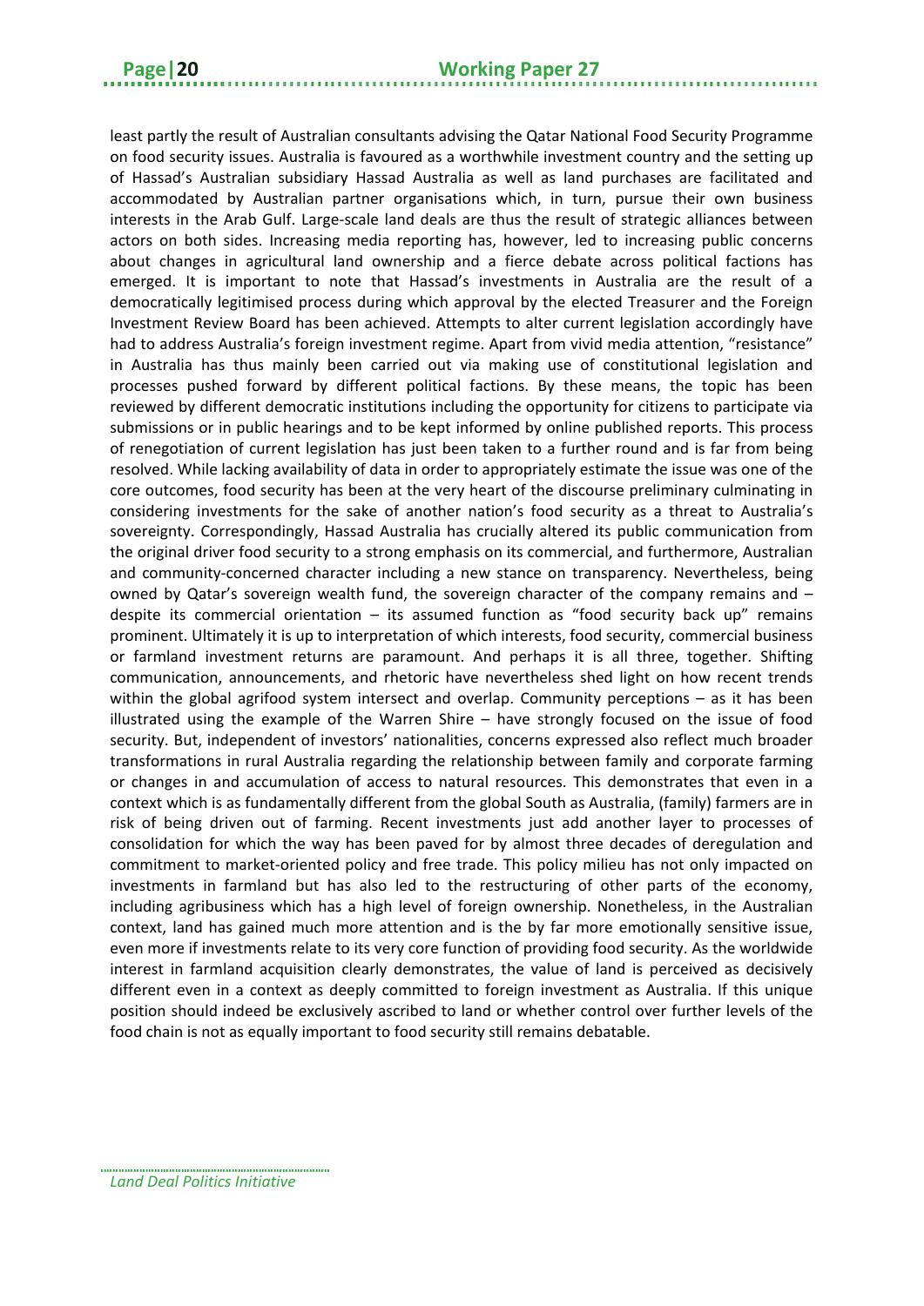least partly the result of Australian consultants advising the Qatar National Food Security Programme on food security issues. Australia is favoured as a worthwhile investment country and the setting up of Hassad's Australian subsidiary Hassad Australia as well as land purchases are facilitated and accommodated by Australian partner organisations which, in turn, pursue their own business interests in the Arab Gulf. Large-scale land deals are thus the result of strategic alliances between actors on both sides. Increasing media reporting has, however, led to increasing public concerns about changes in agricultural land ownership and a fierce debate across political factions has emerged. It is important to note that Hassad's investments in Australia are the result of a democratically legitimised process during which approval by the elected Treasurer and the Foreign Investment Review Board has been achieved. Attempts to alter current legislation accordingly have had to address Australia's foreign investment regime. Apart from vivid media attention, "resistance" in Australia has thus mainly been carried out via making use of constitutional legislation and processes pushed forward by different political factions. By these means, the topic has been reviewed by different democratic institutions including the opportunity for citizens to participate via submissions or in public hearings and to be kept informed by online published reports. This process of renegotiation of current legislation has just been taken to a further round and is far from being resolved. While lacking availability of data in order to appropriately estimate the issue was one of the core outcomes, food security has been at the very heart of the discourse preliminary culminating in considering investments for the sake of another nation's food security as a threat to Australia's sovereignty. Correspondingly, Hassad Australia has crucially altered its public communication from the original driver food security to a strong emphasis on its commercial, and furthermore, Australian and community-concerned character including a new stance on transparency. Nevertheless, being owned by Qatar's sovereign wealth fund, the sovereign character of the company remains and – despite its commercial orientation – its assumed function as "food security back up" remains prominent. Ultimately it is up to interpretation of which interests, food security, commercial business or farmland investment returns are paramount. And perhaps it is all three, together. Shifting communication, announcements, and rhetoric have nevertheless shed light on how recent trends within the global agrifood system intersect and overlap. Community perceptions – as it has been illustrated using the example of the Warren Shire – have strongly focused on the issue of food security. But, independent of investors' nationalities, concerns expressed also reflect much broader transformations in rural Australia regarding the relationship between family and corporate farming or changes in and accumulation of access to natural resources. This demonstrates that even in a context which is as fundamentally different from the global South as Australia, (family) farmers are in risk of being driven out of farming. Recent investments just add another layer to processes of consolidation for which the way has been paved for by almost three decades of deregulation and commitment to market-oriented policy and free trade. This policy milieu has not only impacted on investments in farmland but has also led to the restructuring of other parts of the economy, including agribusiness which has a high level of foreign ownership. Nonetheless, in the Australian context, land has gained much more attention and is the by far more emotionally sensitive issue, even more if investments relate to its very core function of providing food security. As the worldwide interest in farmland acquisition clearly demonstrates, the value of land is perceived as decisively different even in a context as deeply committed to foreign investment as Australia. If this unique position should indeed be exclusively ascribed to land or whether control over further levels of the food chain is not as equally important to food security still remains debatable.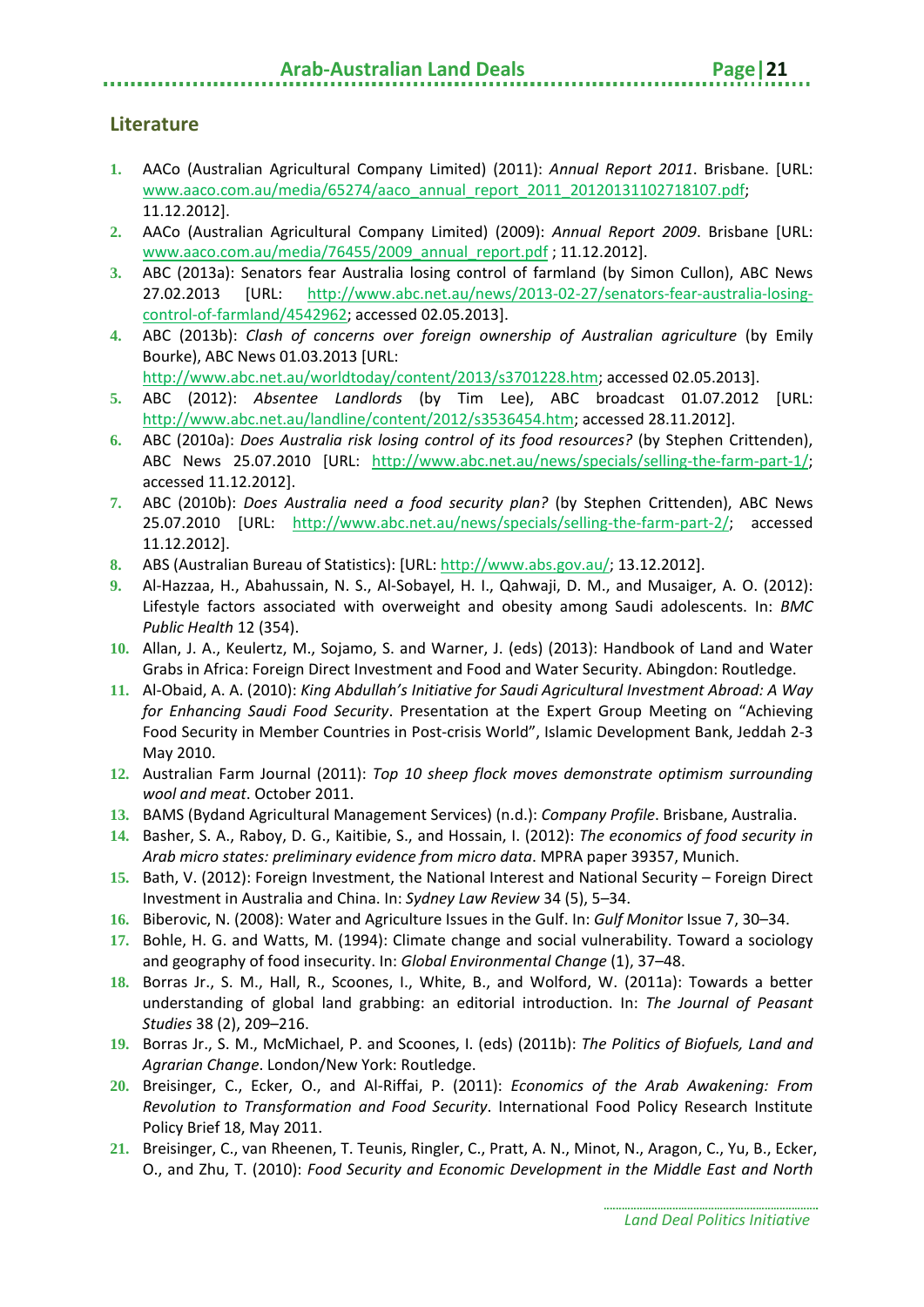## Literature

1. AACo (Australian Agricultural Company Limited) (2011): *Annual Report 2011*. Brisbane. [URL: www.aaco.com.au/media/65274/aaco_annual_report_2011_20120131102718107.pdf; 11.12.2012].
2. AACo (Australian Agricultural Company Limited) (2009): *Annual Report 2009*. Brisbane [URL: www.aaco.com.au/media/76455/2009_annual_report.pdf ; 11.12.2012].
3. ABC (2013a): Senators fear Australia losing control of farmland (by Simon Cullon), ABC News 27.02.2013 [URL: http://www.abc.net.au/news/2013-02-27/senators-fear-australia-losing-control-of-farmland/4542962; accessed 02.05.2013].
4. ABC (2013b): *Clash of concerns over foreign ownership of Australian agriculture* (by Emily Bourke), ABC News 01.03.2013 [URL: http://www.abc.net.au/worldtoday/content/2013/s3701228.htm; accessed 02.05.2013].
5. ABC (2012): *Absentee Landlords* (by Tim Lee), ABC broadcast 01.07.2012 [URL: http://www.abc.net.au/landline/content/2012/s3536454.htm; accessed 28.11.2012].
6. ABC (2010a): *Does Australia risk losing control of its food resources?* (by Stephen Crittenden), ABC News 25.07.2010 [URL: http://www.abc.net.au/news/specials/selling-the-farm-part-1/; accessed 11.12.2012].
7. ABC (2010b): *Does Australia need a food security plan?* (by Stephen Crittenden), ABC News 25.07.2010 [URL: http://www.abc.net.au/news/specials/selling-the-farm-part-2/; accessed 11.12.2012].
8. ABS (Australian Bureau of Statistics): [URL: http://www.abs.gov.au/; 13.12.2012].
9. Al-Hazzaa, H., Abahussain, N. S., Al-Sobayel, H. I., Qahwaji, D. M., and Musaiger, A. O. (2012): Lifestyle factors associated with overweight and obesity among Saudi adolescents. In: *BMC Public Health* 12 (354).
10. Allan, J. A., Keulertz, M., Sojamo, S. and Warner, J. (eds) (2013): Handbook of Land and Water Grabs in Africa: Foreign Direct Investment and Food and Water Security. Abingdon: Routledge.
11. Al-Obaid, A. A. (2010): *King Abdullah's Initiative for Saudi Agricultural Investment Abroad: A Way for Enhancing Saudi Food Security*. Presentation at the Expert Group Meeting on "Achieving Food Security in Member Countries in Post-crisis World", Islamic Development Bank, Jeddah 2-3 May 2010.
12. Australian Farm Journal (2011): *Top 10 sheep flock moves demonstrate optimism surrounding wool and meat*. October 2011.
13. BAMS (Bydand Agricultural Management Services) (n.d.): *Company Profile*. Brisbane, Australia.
14. Basher, S. A., Raboy, D. G., Kaitibie, S., and Hossain, I. (2012): *The economics of food security in Arab micro states: preliminary evidence from micro data*. MPRA paper 39357, Munich.
15. Bath, V. (2012): Foreign Investment, the National Interest and National Security – Foreign Direct Investment in Australia and China. In: *Sydney Law Review* 34 (5), 5–34.
16. Biberovic, N. (2008): Water and Agriculture Issues in the Gulf. In: *Gulf Monitor* Issue 7, 30–34.
17. Bohle, H. G. and Watts, M. (1994): Climate change and social vulnerability. Toward a sociology and geography of food insecurity. In: *Global Environmental Change* (1), 37–48.
18. Borras Jr., S. M., Hall, R., Scoones, I., White, B., and Wolford, W. (2011a): Towards a better understanding of global land grabbing: an editorial introduction. In: *The Journal of Peasant Studies* 38 (2), 209–216.
19. Borras Jr., S. M., McMichael, P. and Scoones, I. (eds) (2011b): *The Politics of Biofuels, Land and Agrarian Change*. London/New York: Routledge.
20. Breisinger, C., Ecker, O., and Al-Riffai, P. (2011): *Economics of the Arab Awakening: From Revolution to Transformation and Food Security*. International Food Policy Research Institute Policy Brief 18, May 2011.
21. Breisinger, C., van Rheenen, T. Teunis, Ringler, C., Pratt, A. N., Minot, N., Aragon, C., Yu, B., Ecker, O., and Zhu, T. (2010): *Food Security and Economic Development in the Middle East and North*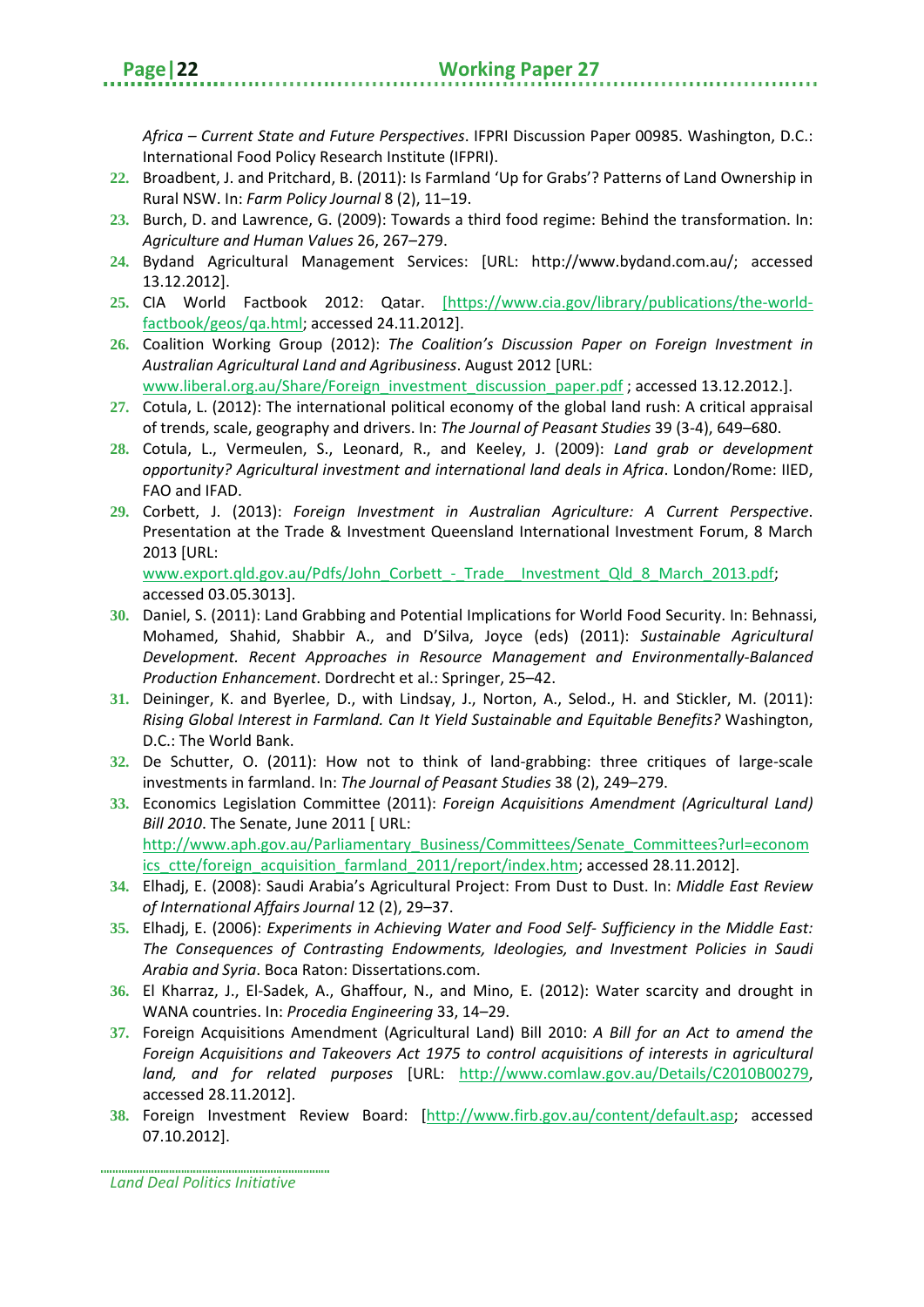*Africa – Current State and Future Perspectives*. IFPRI Discussion Paper 00985. Washington, D.C.: International Food Policy Research Institute (IFPRI).

22. Broadbent, J. and Pritchard, B. (2011): Is Farmland 'Up for Grabs'? Patterns of Land Ownership in Rural NSW. In: *Farm Policy Journal* 8 (2), 11–19.
23. Burch, D. and Lawrence, G. (2009): Towards a third food regime: Behind the transformation. In: *Agriculture and Human Values* 26, 267–279.
24. Bydand Agricultural Management Services: [URL: http://www.bydand.com.au/; accessed 13.12.2012].
25. CIA World Factbook 2012: Qatar. [https://www.cia.gov/library/publications/the-world-factbook/geos/qa.html; accessed 24.11.2012].
26. Coalition Working Group (2012): *The Coalition's Discussion Paper on Foreign Investment in Australian Agricultural Land and Agribusiness*. August 2012 [URL: www.liberal.org.au/Share/Foreign_investment_discussion_paper.pdf ; accessed 13.12.2012.].
27. Cotula, L. (2012): The international political economy of the global land rush: A critical appraisal of trends, scale, geography and drivers. In: *The Journal of Peasant Studies* 39 (3-4), 649–680.
28. Cotula, L., Vermeulen, S., Leonard, R., and Keeley, J. (2009): *Land grab or development opportunity? Agricultural investment and international land deals in Africa*. London/Rome: IIED, FAO and IFAD.
29. Corbett, J. (2013): *Foreign Investment in Australian Agriculture: A Current Perspective*. Presentation at the Trade & Investment Queensland International Investment Forum, 8 March 2013 [URL: www.export.qld.gov.au/Pdfs/John_Corbett_-_Trade__Investment_Qld_8_March_2013.pdf; accessed 03.05.3013].
30. Daniel, S. (2011): Land Grabbing and Potential Implications for World Food Security. In: Behnassi, Mohamed, Shahid, Shabbir A., and D'Silva, Joyce (eds) (2011): *Sustainable Agricultural Development. Recent Approaches in Resource Management and Environmentally-Balanced Production Enhancement*. Dordrecht et al.: Springer, 25–42.
31. Deininger, K. and Byerlee, D., with Lindsay, J., Norton, A., Selod., H. and Stickler, M. (2011): *Rising Global Interest in Farmland. Can It Yield Sustainable and Equitable Benefits?* Washington, D.C.: The World Bank.
32. De Schutter, O. (2011): How not to think of land-grabbing: three critiques of large-scale investments in farmland. In: *The Journal of Peasant Studies* 38 (2), 249–279.
33. Economics Legislation Committee (2011): *Foreign Acquisitions Amendment (Agricultural Land) Bill 2010*. The Senate, June 2011 [ URL: http://www.aph.gov.au/Parliamentary_Business/Committees/Senate_Committees?url=economics_ctte/foreign_acquisition_farmland_2011/report/index.htm; accessed 28.11.2012].
34. Elhadj, E. (2008): Saudi Arabia's Agricultural Project: From Dust to Dust. In: *Middle East Review of International Affairs Journal* 12 (2), 29–37.
35. Elhadj, E. (2006): *Experiments in Achieving Water and Food Self- Sufficiency in the Middle East: The Consequences of Contrasting Endowments, Ideologies, and Investment Policies in Saudi Arabia and Syria*. Boca Raton: Dissertations.com.
36. El Kharraz, J., El-Sadek, A., Ghaffour, N., and Mino, E. (2012): Water scarcity and drought in WANA countries. In: *Procedia Engineering* 33, 14–29.
37. Foreign Acquisitions Amendment (Agricultural Land) Bill 2010: *A Bill for an Act to amend the Foreign Acquisitions and Takeovers Act 1975 to control acquisitions of interests in agricultural land, and for related purposes* [URL: http://www.comlaw.gov.au/Details/C2010B00279, accessed 28.11.2012].
38. Foreign Investment Review Board: [http://www.firb.gov.au/content/default.asp; accessed 07.10.2012].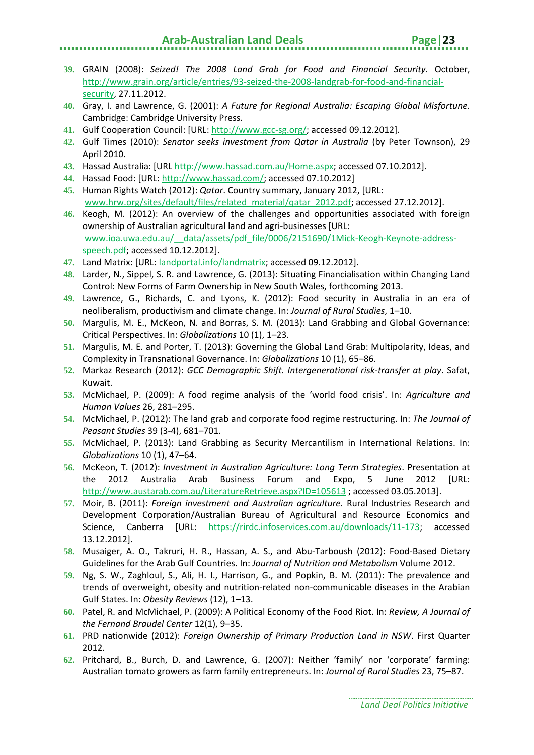39. GRAIN (2008): *Seized! The 2008 Land Grab for Food and Financial Security*. October, http://www.grain.org/article/entries/93-seized-the-2008-landgrab-for-food-and-financial-security, 27.11.2012.
40. Gray, I. and Lawrence, G. (2001): *A Future for Regional Australia: Escaping Global Misfortune*. Cambridge: Cambridge University Press.
41. Gulf Cooperation Council: [URL: http://www.gcc-sg.org/; accessed 09.12.2012].
42. Gulf Times (2010): *Senator seeks investment from Qatar in Australia* (by Peter Townson), 29 April 2010.
43. Hassad Australia: [URL http://www.hassad.com.au/Home.aspx; accessed 07.10.2012].
44. Hassad Food: [URL: http://www.hassad.com/; accessed 07.10.2012]
45. Human Rights Watch (2012): *Qatar*. Country summary, January 2012, [URL: www.hrw.org/sites/default/files/related_material/qatar_2012.pdf; accessed 27.12.2012].
46. Keogh, M. (2012): An overview of the challenges and opportunities associated with foreign ownership of Australian agricultural land and agri-businesses [URL: www.ioa.uwa.edu.au/__data/assets/pdf_file/0006/2151690/1Mick-Keogh-Keynote-address-speech.pdf; accessed 10.12.2012].
47. Land Matrix: [URL: landportal.info/landmatrix; accessed 09.12.2012].
48. Larder, N., Sippel, S. R. and Lawrence, G. (2013): Situating Financialisation within Changing Land Control: New Forms of Farm Ownership in New South Wales, forthcoming 2013.
49. Lawrence, G., Richards, C. and Lyons, K. (2012): Food security in Australia in an era of neoliberalism, productivism and climate change. In: *Journal of Rural Studies*, 1–10.
50. Margulis, M. E., McKeon, N. and Borras, S. M. (2013): Land Grabbing and Global Governance: Critical Perspectives. In: *Globalizations* 10 (1), 1–23.
51. Margulis, M. E. and Porter, T. (2013): Governing the Global Land Grab: Multipolarity, Ideas, and Complexity in Transnational Governance. In: *Globalizations* 10 (1), 65–86.
52. Markaz Research (2012): *GCC Demographic Shift. Intergenerational risk-transfer at play*. Safat, Kuwait.
53. McMichael, P. (2009): A food regime analysis of the 'world food crisis'. In: *Agriculture and Human Values* 26, 281–295.
54. McMichael, P. (2012): The land grab and corporate food regime restructuring. In: *The Journal of Peasant Studies* 39 (3-4), 681–701.
55. McMichael, P. (2013): Land Grabbing as Security Mercantilism in International Relations. In: *Globalizations* 10 (1), 47–64.
56. McKeon, T. (2012): *Investment in Australian Agriculture: Long Term Strategies*. Presentation at the 2012 Australia Arab Business Forum and Expo, 5 June 2012 [URL: http://www.austarab.com.au/LiteratureRetrieve.aspx?ID=105613 ; accessed 03.05.2013].
57. Moir, B. (2011): *Foreign investment and Australian agriculture*. Rural Industries Research and Development Corporation/Australian Bureau of Agricultural and Resource Economics and Science, Canberra [URL: https://rirdc.infoservices.com.au/downloads/11-173; accessed 13.12.2012].
58. Musaiger, A. O., Takruri, H. R., Hassan, A. S., and Abu-Tarboush (2012): Food-Based Dietary Guidelines for the Arab Gulf Countries. In: *Journal of Nutrition and Metabolism* Volume 2012.
59. Ng, S. W., Zaghloul, S., Ali, H. I., Harrison, G., and Popkin, B. M. (2011): The prevalence and trends of overweight, obesity and nutrition-related non-communicable diseases in the Arabian Gulf States. In: *Obesity Reviews* (12), 1–13.
60. Patel, R. and McMichael, P. (2009): A Political Economy of the Food Riot. In: *Review, A Journal of the Fernand Braudel Center* 12(1), 9–35.
61. PRD nationwide (2012): *Foreign Ownership of Primary Production Land in NSW*. First Quarter 2012.
62. Pritchard, B., Burch, D. and Lawrence, G. (2007): Neither 'family' nor 'corporate' farming: Australian tomato growers as farm family entrepreneurs. In: *Journal of Rural Studies* 23, 75–87.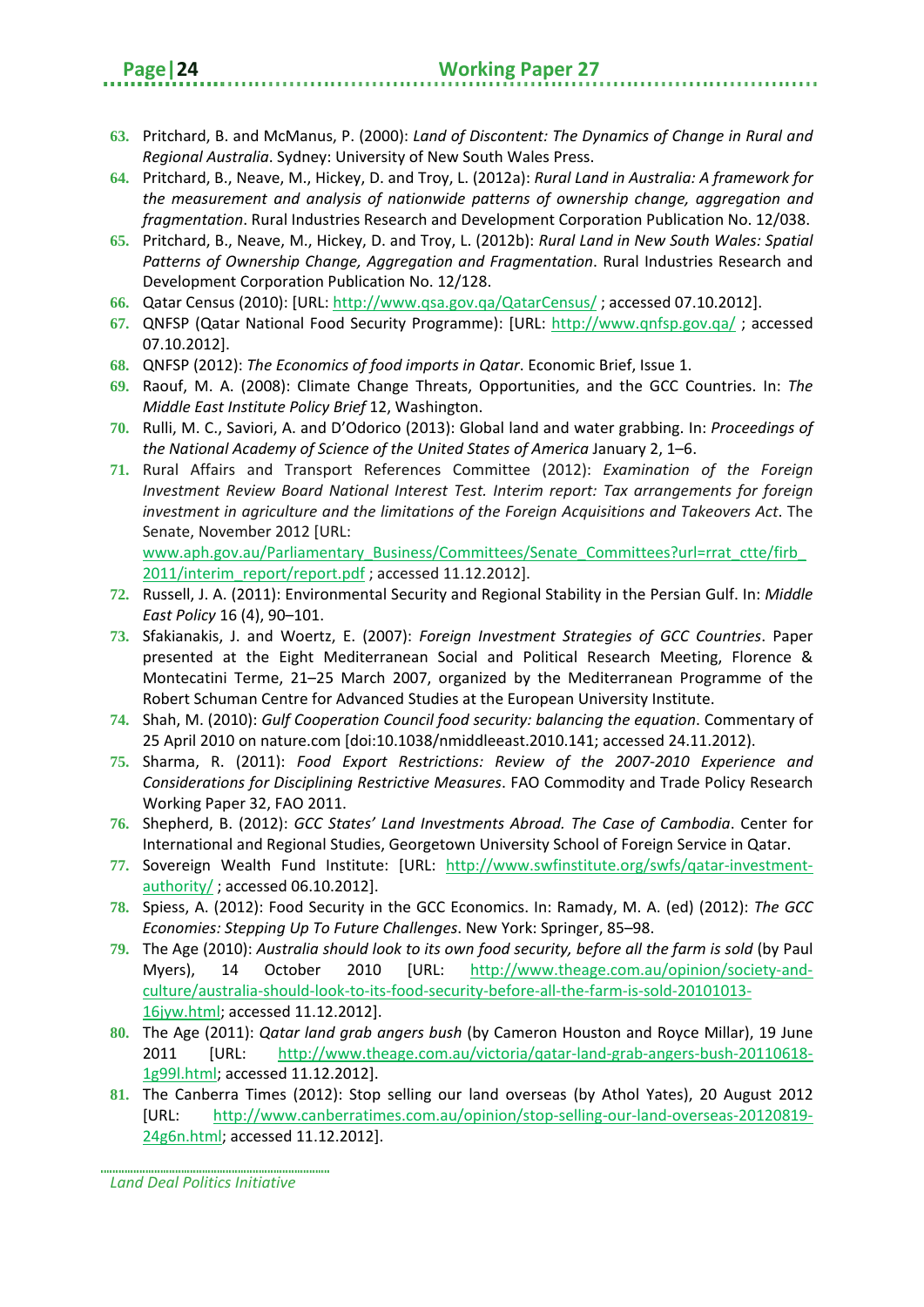63. Pritchard, B. and McManus, P. (2000): *Land of Discontent: The Dynamics of Change in Rural and Regional Australia*. Sydney: University of New South Wales Press.
64. Pritchard, B., Neave, M., Hickey, D. and Troy, L. (2012a): *Rural Land in Australia: A framework for the measurement and analysis of nationwide patterns of ownership change, aggregation and fragmentation*. Rural Industries Research and Development Corporation Publication No. 12/038.
65. Pritchard, B., Neave, M., Hickey, D. and Troy, L. (2012b): *Rural Land in New South Wales: Spatial Patterns of Ownership Change, Aggregation and Fragmentation*. Rural Industries Research and Development Corporation Publication No. 12/128.
66. Qatar Census (2010): [URL: http://www.qsa.gov.qa/QatarCensus/ ; accessed 07.10.2012].
67. QNFSP (Qatar National Food Security Programme): [URL: http://www.qnfsp.gov.qa/ ; accessed 07.10.2012].
68. QNFSP (2012): *The Economics of food imports in Qatar*. Economic Brief, Issue 1.
69. Raouf, M. A. (2008): Climate Change Threats, Opportunities, and the GCC Countries. In: *The Middle East Institute Policy Brief* 12, Washington.
70. Rulli, M. C., Saviori, A. and D'Odorico (2013): Global land and water grabbing. In: *Proceedings of the National Academy of Science of the United States of America* January 2, 1–6.
71. Rural Affairs and Transport References Committee (2012): *Examination of the Foreign Investment Review Board National Interest Test. Interim report: Tax arrangements for foreign investment in agriculture and the limitations of the Foreign Acquisitions and Takeovers Act*. The Senate, November 2012 [URL: www.aph.gov.au/Parliamentary_Business/Committees/Senate_Committees?url=rrat_ctte/firb_2011/interim_report/report.pdf ; accessed 11.12.2012].
72. Russell, J. A. (2011): Environmental Security and Regional Stability in the Persian Gulf. In: *Middle East Policy* 16 (4), 90–101.
73. Sfakianakis, J. and Woertz, E. (2007): *Foreign Investment Strategies of GCC Countries*. Paper presented at the Eight Mediterranean Social and Political Research Meeting, Florence & Montecatini Terme, 21–25 March 2007, organized by the Mediterranean Programme of the Robert Schuman Centre for Advanced Studies at the European University Institute.
74. Shah, M. (2010): *Gulf Cooperation Council food security: balancing the equation*. Commentary of 25 April 2010 on nature.com [doi:10.1038/nmiddleeast.2010.141; accessed 24.11.2012).
75. Sharma, R. (2011): *Food Export Restrictions: Review of the 2007-2010 Experience and Considerations for Disciplining Restrictive Measures*. FAO Commodity and Trade Policy Research Working Paper 32, FAO 2011.
76. Shepherd, B. (2012): *GCC States' Land Investments Abroad. The Case of Cambodia*. Center for International and Regional Studies, Georgetown University School of Foreign Service in Qatar.
77. Sovereign Wealth Fund Institute: [URL: http://www.swfinstitute.org/swfs/qatar-investment-authority/ ; accessed 06.10.2012].
78. Spiess, A. (2012): Food Security in the GCC Economics. In: Ramady, M. A. (ed) (2012): *The GCC Economies: Stepping Up To Future Challenges*. New York: Springer, 85–98.
79. The Age (2010): *Australia should look to its own food security, before all the farm is sold* (by Paul Myers), 14 October 2010 [URL: http://www.theage.com.au/opinion/society-and-culture/australia-should-look-to-its-food-security-before-all-the-farm-is-sold-20101013-16jyw.html; accessed 11.12.2012].
80. The Age (2011): *Qatar land grab angers bush* (by Cameron Houston and Royce Millar), 19 June 2011 [URL: http://www.theage.com.au/victoria/qatar-land-grab-angers-bush-20110618-1g99l.html; accessed 11.12.2012].
81. The Canberra Times (2012): Stop selling our land overseas (by Athol Yates), 20 August 2012 [URL: http://www.canberratimes.com.au/opinion/stop-selling-our-land-overseas-20120819-24g6n.html; accessed 11.12.2012].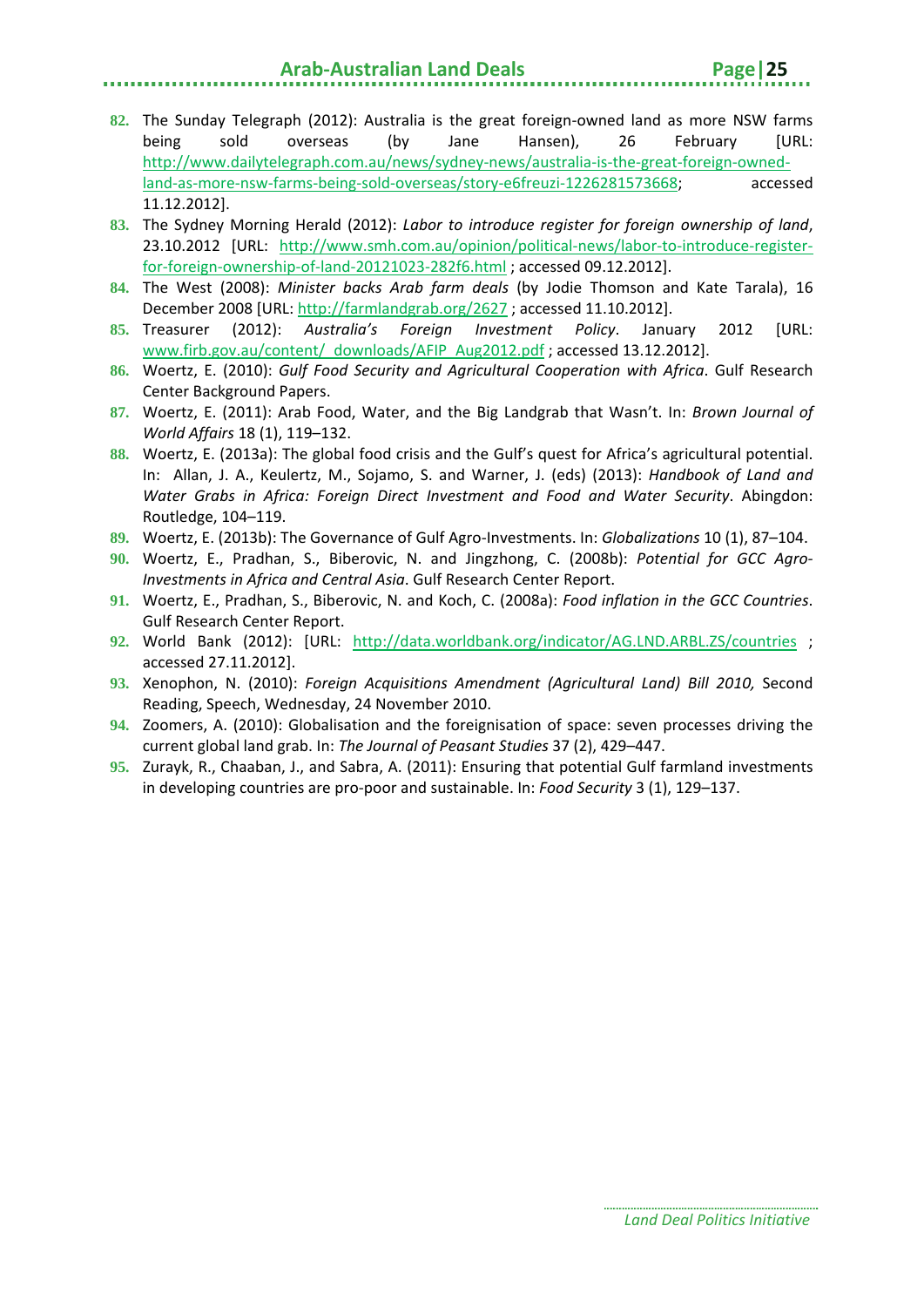82. The Sunday Telegraph (2012): Australia is the great foreign-owned land as more NSW farms being sold overseas (by Jane Hansen), 26 February [URL: http://www.dailytelegraph.com.au/news/sydney-news/australia-is-the-great-foreign-owned-land-as-more-nsw-farms-being-sold-overseas/story-e6freuzi-1226281573668; accessed 11.12.2012].
83. The Sydney Morning Herald (2012): *Labor to introduce register for foreign ownership of land*, 23.10.2012 [URL: http://www.smh.com.au/opinion/political-news/labor-to-introduce-register-for-foreign-ownership-of-land-20121023-282f6.html ; accessed 09.12.2012].
84. The West (2008): *Minister backs Arab farm deals* (by Jodie Thomson and Kate Tarala), 16 December 2008 [URL: http://farmlandgrab.org/2627 ; accessed 11.10.2012].
85. Treasurer (2012): *Australia's Foreign Investment Policy*. January 2012 [URL: www.firb.gov.au/content/_downloads/AFIP_Aug2012.pdf ; accessed 13.12.2012].
86. Woertz, E. (2010): *Gulf Food Security and Agricultural Cooperation with Africa*. Gulf Research Center Background Papers.
87. Woertz, E. (2011): Arab Food, Water, and the Big Landgrab that Wasn't. In: *Brown Journal of World Affairs* 18 (1), 119–132.
88. Woertz, E. (2013a): The global food crisis and the Gulf's quest for Africa's agricultural potential. In: Allan, J. A., Keulertz, M., Sojamo, S. and Warner, J. (eds) (2013): *Handbook of Land and Water Grabs in Africa: Foreign Direct Investment and Food and Water Security*. Abingdon: Routledge, 104–119.
89. Woertz, E. (2013b): The Governance of Gulf Agro-Investments. In: *Globalizations* 10 (1), 87–104.
90. Woertz, E., Pradhan, S., Biberovic, N. and Jingzhong, C. (2008b): *Potential for GCC Agro-Investments in Africa and Central Asia*. Gulf Research Center Report.
91. Woertz, E., Pradhan, S., Biberovic, N. and Koch, C. (2008a): *Food inflation in the GCC Countries*. Gulf Research Center Report.
92. World Bank (2012): [URL: http://data.worldbank.org/indicator/AG.LND.ARBL.ZS/countries ; accessed 27.11.2012].
93. Xenophon, N. (2010): *Foreign Acquisitions Amendment (Agricultural Land) Bill 2010,* Second Reading, Speech, Wednesday, 24 November 2010.
94. Zoomers, A. (2010): Globalisation and the foreignisation of space: seven processes driving the current global land grab. In: *The Journal of Peasant Studies* 37 (2), 429–447.
95. Zurayk, R., Chaaban, J., and Sabra, A. (2011): Ensuring that potential Gulf farmland investments in developing countries are pro-poor and sustainable. In: *Food Security* 3 (1), 129–137.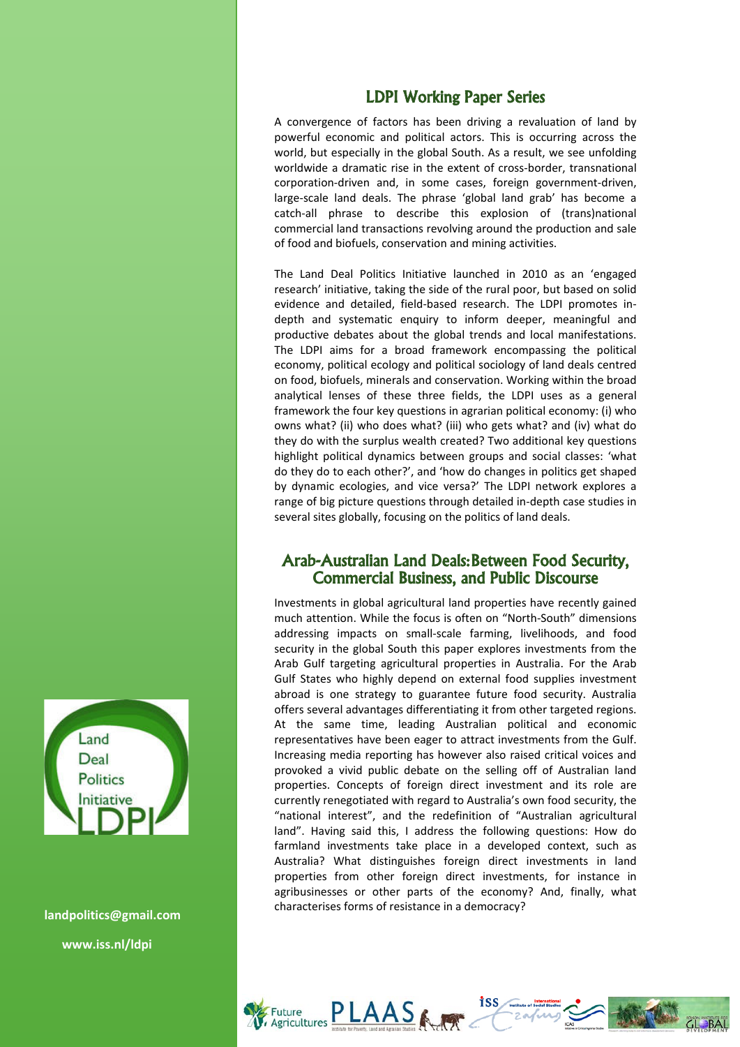## LDPI Working Paper Series

A convergence of factors has been driving a revaluation of land by powerful economic and political actors. This is occurring across the world, but especially in the global South. As a result, we see unfolding worldwide a dramatic rise in the extent of cross-border, transnational corporation-driven and, in some cases, foreign government-driven, large-scale land deals. The phrase 'global land grab' has become a catch-all phrase to describe this explosion of (trans)national commercial land transactions revolving around the production and sale of food and biofuels, conservation and mining activities.

The Land Deal Politics Initiative launched in 2010 as an 'engaged research' initiative, taking the side of the rural poor, but based on solid evidence and detailed, field-based research. The LDPI promotes in-depth and systematic enquiry to inform deeper, meaningful and productive debates about the global trends and local manifestations. The LDPI aims for a broad framework encompassing the political economy, political ecology and political sociology of land deals centred on food, biofuels, minerals and conservation. Working within the broad analytical lenses of these three fields, the LDPI uses as a general framework the four key questions in agrarian political economy: (i) who owns what? (ii) who does what? (iii) who gets what? and (iv) what do they do with the surplus wealth created? Two additional key questions highlight political dynamics between groups and social classes: 'what do they do to each other?', and 'how do changes in politics get shaped by dynamic ecologies, and vice versa?' The LDPI network explores a range of big picture questions through detailed in-depth case studies in several sites globally, focusing on the politics of land deals.

## Arab-Australian Land Deals: Between Food Security, Commercial Business, and Public Discourse

Investments in global agricultural land properties have recently gained much attention. While the focus is often on "North-South" dimensions addressing impacts on small-scale farming, livelihoods, and food security in the global South this paper explores investments from the Arab Gulf targeting agricultural properties in Australia. For the Arab Gulf States who highly depend on external food supplies investment abroad is one strategy to guarantee future food security. Australia offers several advantages differentiating it from other targeted regions. At the same time, leading Australian political and economic representatives have been eager to attract investments from the Gulf. Increasing media reporting has however also raised critical voices and provoked a vivid public debate on the selling off of Australian land properties. Concepts of foreign direct investment and its role are currently renegotiated with regard to Australia's own food security, the "national interest", and the redefinition of "Australian agricultural land". Having said this, I address the following questions: How do farmland investments take place in a developed context, such as Australia? What distinguishes foreign direct investments in land properties from other foreign direct investments, for instance in agribusinesses or other parts of the economy? And, finally, what characterises forms of resistance in a democracy?

Land Deal Politics Initiative LDPI

**landpolitics@gmail.com**

**www.iss.nl/ldpi**